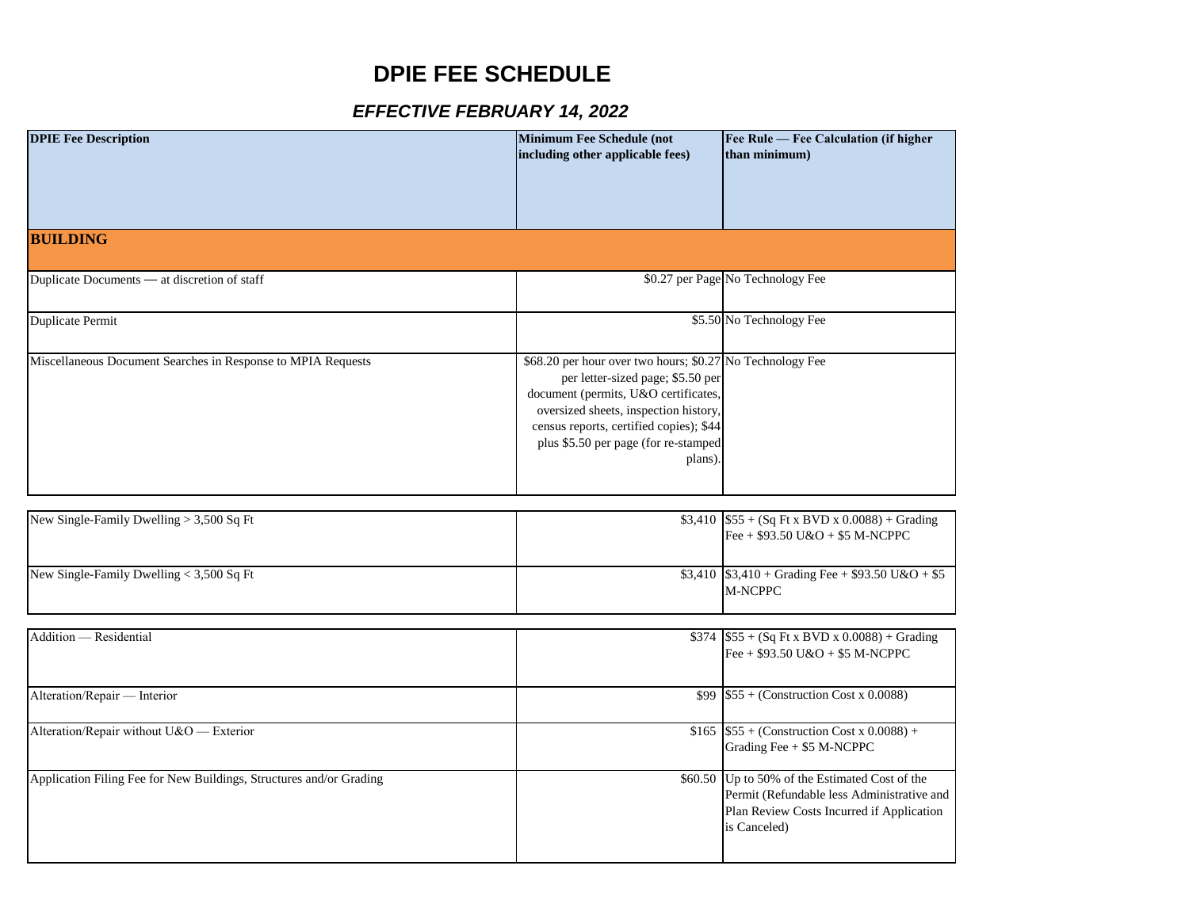# DPIE FEE SCHEDULE

## *EFFECTIVE FEBRUARY 14, 2022*

| DPIE Fee Description | Minimum Fee Schedule (not including other applicable fees) | Fee Rule — Fee Calculation (if higher than minimum) |
|---|---|---|
| **BUILDING** | | |
| Duplicate Documents — at discretion of staff | $0.27 per Page | No Technology Fee |
| Duplicate Permit | $5.50 | No Technology Fee |
| Miscellaneous Document Searches in Response to MPIA Requests | $68.20 per hour over two hours; $0.27 per letter-sized page; $5.50 per document (permits, U&O certificates, oversized sheets, inspection history, census reports, certified copies); $44 plus $5.50 per page (for re-stamped plans). | No Technology Fee |
| New Single-Family Dwelling > 3,500 Sq Ft | $3,410 | $55 + (Sq Ft x BVD x 0.0088) + Grading Fee + $93.50 U&O + $5 M-NCPPC |
| New Single-Family Dwelling < 3,500 Sq Ft | $3,410 | $3,410 + Grading Fee + $93.50 U&O + $5 M-NCPPC |
| Addition — Residential | $374 | $55 + (Sq Ft x BVD x 0.0088) + Grading Fee + $93.50 U&O + $5 M-NCPPC |
| Alteration/Repair — Interior | $99 | $55 + (Construction Cost x 0.0088) |
| Alteration/Repair without U&O — Exterior | $165 | $55 + (Construction Cost x 0.0088) + Grading Fee + $5 M-NCPPC |
| Application Filing Fee for New Buildings, Structures and/or Grading | $60.50 | Up to 50% of the Estimated Cost of the Permit (Refundable less Administrative and Plan Review Costs Incurred if Application is Canceled) |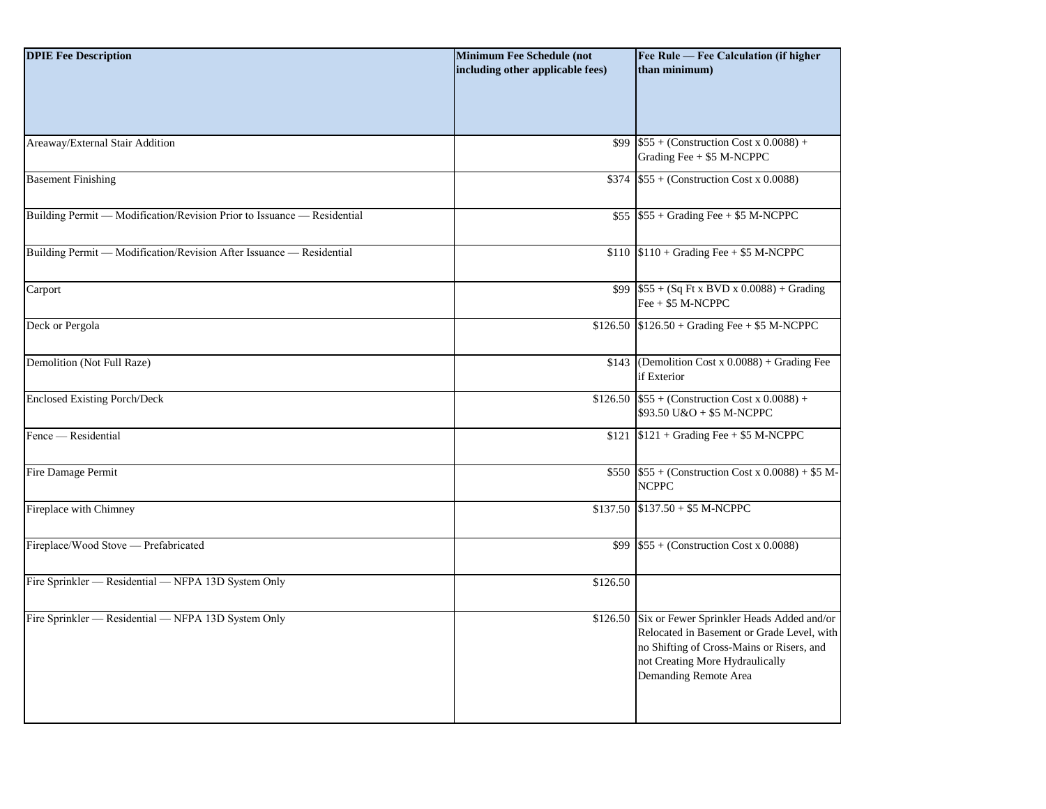| DPIE Fee Description | Minimum Fee Schedule (not including other applicable fees) | Fee Rule — Fee Calculation (if higher than minimum) |
| --- | --- | --- |
| Areaway/External Stair Addition | $99 | $55 + (Construction Cost x 0.0088) + Grading Fee + $5 M-NCPPC |
| Basement Finishing | $374 | $55 + (Construction Cost x 0.0088) |
| Building Permit — Modification/Revision Prior to Issuance — Residential | $55 | $55 + Grading Fee + $5 M-NCPPC |
| Building Permit — Modification/Revision After Issuance — Residential | $110 | $110 + Grading Fee + $5 M-NCPPC |
| Carport | $99 | $55 + (Sq Ft x BVD x 0.0088) + Grading Fee + $5 M-NCPPC |
| Deck or Pergola | $126.50 | $126.50 + Grading Fee + $5 M-NCPPC |
| Demolition (Not Full Raze) | $143 | (Demolition Cost x 0.0088) + Grading Fee if Exterior |
| Enclosed Existing Porch/Deck | $126.50 | $55 + (Construction Cost x 0.0088) + $93.50 U&O + $5 M-NCPPC |
| Fence — Residential | $121 | $121 + Grading Fee + $5 M-NCPPC |
| Fire Damage Permit | $550 | $55 + (Construction Cost x 0.0088) + $5 M-NCPPC |
| Fireplace with Chimney | $137.50 | $137.50 + $5 M-NCPPC |
| Fireplace/Wood Stove — Prefabricated | $99 | $55 + (Construction Cost x 0.0088) |
| Fire Sprinkler — Residential — NFPA 13D System Only | $126.50 | |
| Fire Sprinkler — Residential — NFPA 13D System Only | $126.50 | Six or Fewer Sprinkler Heads Added and/or Relocated in Basement or Grade Level, with no Shifting of Cross-Mains or Risers, and not Creating More Hydraulically Demanding Remote Area |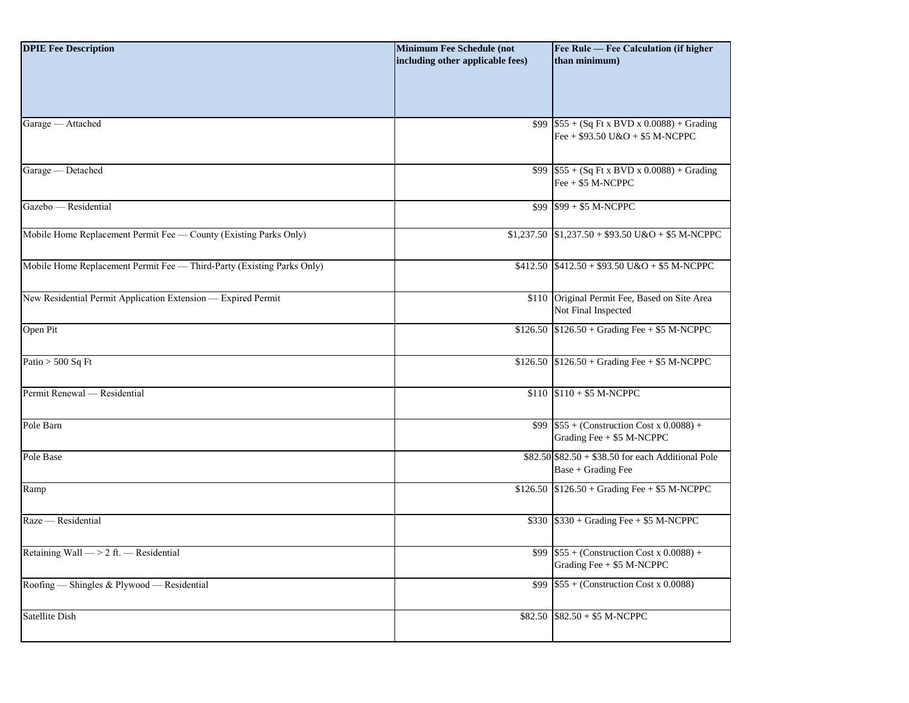| DPIE Fee Description | Minimum Fee Schedule (not including other applicable fees) | Fee Rule — Fee Calculation (if higher than minimum) |
|---|---|---|
| Garage — Attached | $99 | $55 + (Sq Ft x BVD x 0.0088) + Grading Fee + $93.50 U&O + $5 M-NCPPC |
| Garage — Detached | $99 | $55 + (Sq Ft x BVD x 0.0088) + Grading Fee + $5 M-NCPPC |
| Gazebo — Residential | $99 | $99 + $5 M-NCPPC |
| Mobile Home Replacement Permit Fee — County (Existing Parks Only) | $1,237.50 | $1,237.50 + $93.50 U&O + $5 M-NCPPC |
| Mobile Home Replacement Permit Fee — Third-Party (Existing Parks Only) | $412.50 | $412.50 + $93.50 U&O + $5 M-NCPPC |
| New Residential Permit Application Extension — Expired Permit | $110 | Original Permit Fee, Based on Site Area Not Final Inspected |
| Open Pit | $126.50 | $126.50 + Grading Fee + $5 M-NCPPC |
| Patio > 500 Sq Ft | $126.50 | $126.50 + Grading Fee + $5 M-NCPPC |
| Permit Renewal — Residential | $110 | $110 + $5 M-NCPPC |
| Pole Barn | $99 | $55 + (Construction Cost x 0.0088) + Grading Fee + $5 M-NCPPC |
| Pole Base | $82.50 | $82.50 + $38.50 for each Additional Pole Base + Grading Fee |
| Ramp | $126.50 | $126.50 + Grading Fee + $5 M-NCPPC |
| Raze — Residential | $330 | $330 + Grading Fee + $5 M-NCPPC |
| Retaining Wall — > 2 ft. — Residential | $99 | $55 + (Construction Cost x 0.0088) + Grading Fee + $5 M-NCPPC |
| Roofing — Shingles & Plywood — Residential | $99 | $55 + (Construction Cost x 0.0088) |
| Satellite Dish | $82.50 | $82.50 + $5 M-NCPPC |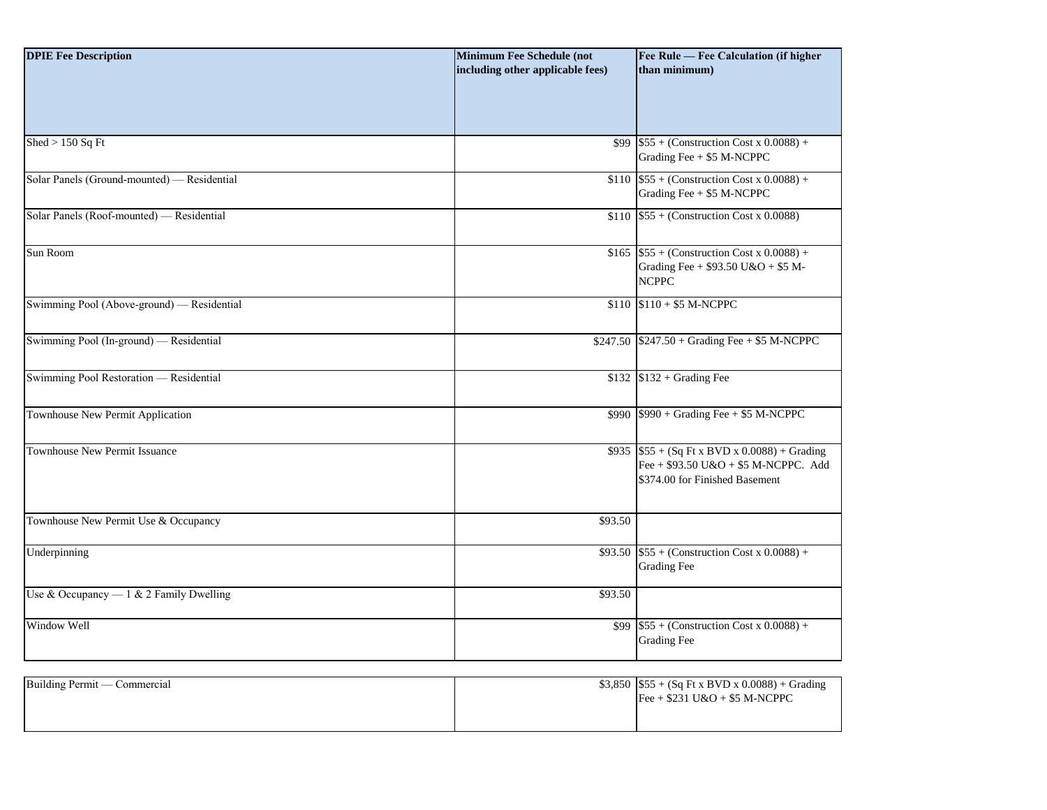| DPIE Fee Description | Minimum Fee Schedule (not including other applicable fees) | Fee Rule — Fee Calculation (if higher than minimum) |
|---|---|---|
| Shed > 150 Sq Ft | $99 | $55 + (Construction Cost x 0.0088) + Grading Fee + $5 M-NCPPC |
| Solar Panels (Ground-mounted) — Residential | $110 | $55 + (Construction Cost x 0.0088) + Grading Fee + $5 M-NCPPC |
| Solar Panels (Roof-mounted) — Residential | $110 | $55 + (Construction Cost x 0.0088) |
| Sun Room | $165 | $55 + (Construction Cost x 0.0088) + Grading Fee + $93.50 U&O + $5 M-NCPPC |
| Swimming Pool (Above-ground) — Residential | $110 | $110 + $5 M-NCPPC |
| Swimming Pool (In-ground) — Residential | $247.50 | $247.50 + Grading Fee + $5 M-NCPPC |
| Swimming Pool Restoration — Residential | $132 | $132 + Grading Fee |
| Townhouse New Permit Application | $990 | $990 + Grading Fee + $5 M-NCPPC |
| Townhouse New Permit Issuance | $935 | $55 + (Sq Ft x BVD x 0.0088) + Grading Fee + $93.50 U&O + $5 M-NCPPC. Add $374.00 for Finished Basement |
| Townhouse New Permit Use & Occupancy | $93.50 | |
| Underpinning | $93.50 | $55 + (Construction Cost x 0.0088) + Grading Fee |
| Use & Occupancy — 1 & 2 Family Dwelling | $93.50 | |
| Window Well | $99 | $55 + (Construction Cost x 0.0088) + Grading Fee |
| Building Permit — Commercial | $3,850 | $55 + (Sq Ft x BVD x 0.0088) + Grading Fee + $231 U&O + $5 M-NCPPC |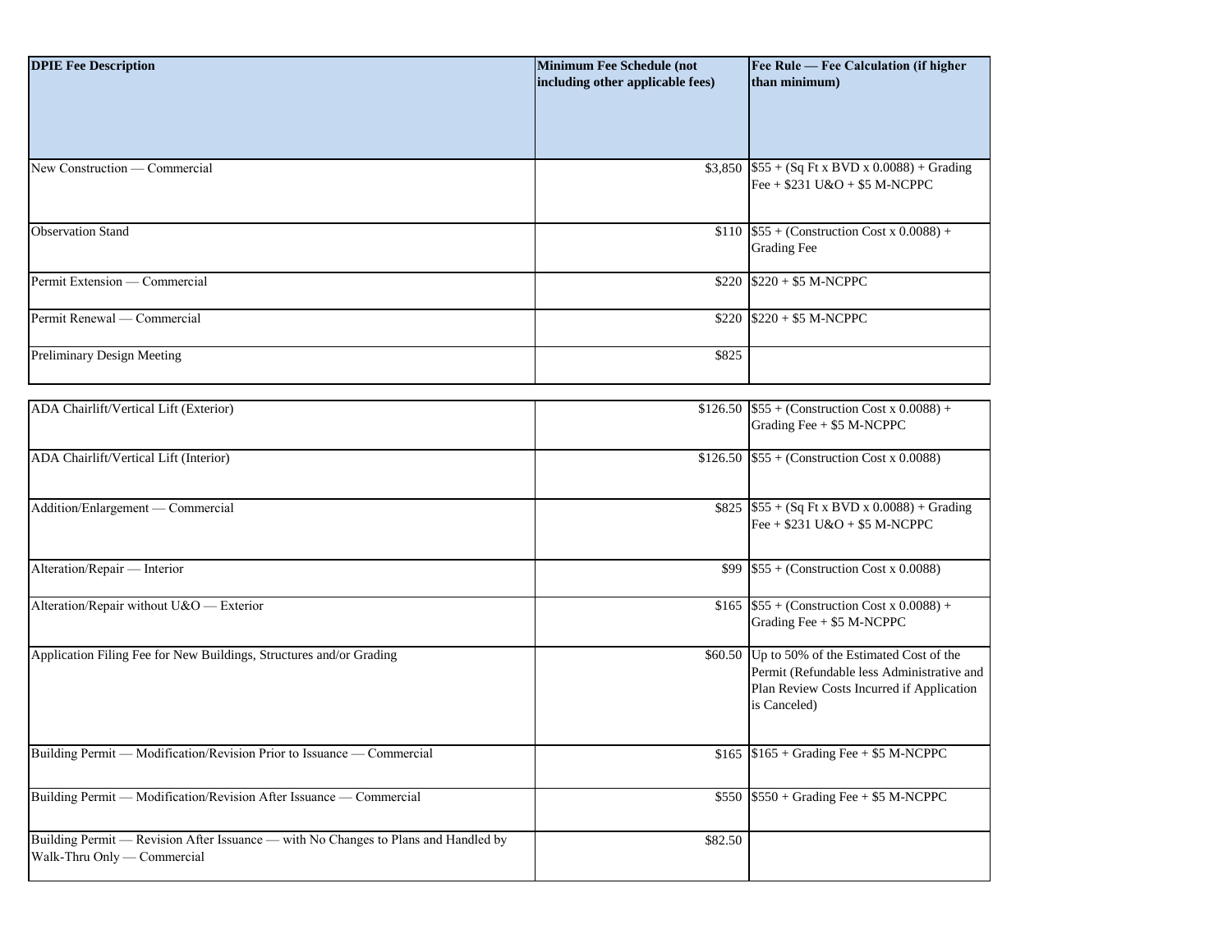| DPIE Fee Description | Minimum Fee Schedule (not including other applicable fees) | Fee Rule — Fee Calculation (if higher than minimum) |
| --- | --- | --- |
| New Construction — Commercial | $3,850 | $55 + (Sq Ft x BVD x 0.0088) + Grading Fee + $231 U&O + $5 M-NCPPC |
| Observation Stand | $110 | $55 + (Construction Cost x 0.0088) + Grading Fee |
| Permit Extension — Commercial | $220 | $220 + $5 M-NCPPC |
| Permit Renewal — Commercial | $220 | $220 + $5 M-NCPPC |
| Preliminary Design Meeting | $825 | |
| ADA Chairlift/Vertical Lift (Exterior) | $126.50 | $55 + (Construction Cost x 0.0088) + Grading Fee + $5 M-NCPPC |
| ADA Chairlift/Vertical Lift (Interior) | $126.50 | $55 + (Construction Cost x 0.0088) |
| Addition/Enlargement — Commercial | $825 | $55 + (Sq Ft x BVD x 0.0088) + Grading Fee + $231 U&O + $5 M-NCPPC |
| Alteration/Repair — Interior | $99 | $55 + (Construction Cost x 0.0088) |
| Alteration/Repair without U&O — Exterior | $165 | $55 + (Construction Cost x 0.0088) + Grading Fee + $5 M-NCPPC |
| Application Filing Fee for New Buildings, Structures and/or Grading | $60.50 | Up to 50% of the Estimated Cost of the Permit (Refundable less Administrative and Plan Review Costs Incurred if Application is Canceled) |
| Building Permit — Modification/Revision Prior to Issuance — Commercial | $165 | $165 + Grading Fee + $5 M-NCPPC |
| Building Permit — Modification/Revision After Issuance — Commercial | $550 | $550 + Grading Fee + $5 M-NCPPC |
| Building Permit — Revision After Issuance — with No Changes to Plans and Handled by Walk-Thru Only — Commercial | $82.50 | |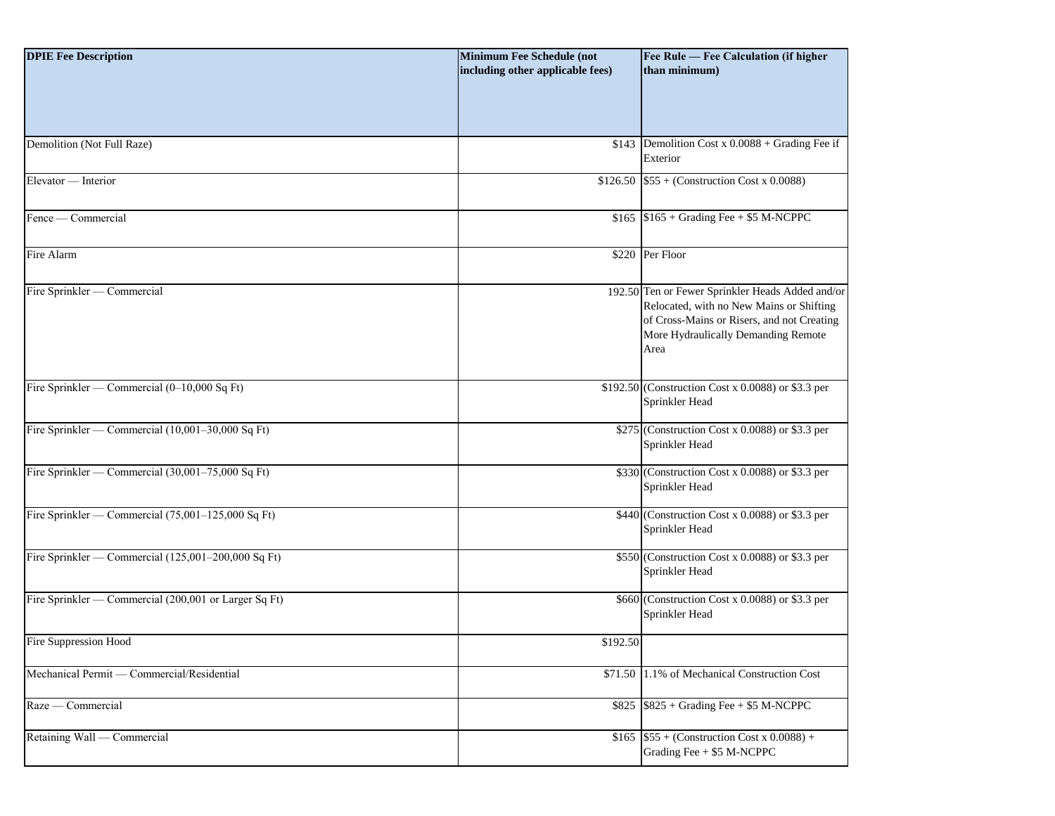| DPIE Fee Description | Minimum Fee Schedule (not including other applicable fees) | Fee Rule — Fee Calculation (if higher than minimum) |
|---|---|---|
| Demolition (Not Full Raze) | $143 | Demolition Cost x 0.0088 + Grading Fee if Exterior |
| Elevator — Interior | $126.50 | $55 + (Construction Cost x 0.0088) |
| Fence — Commercial | $165 | $165 + Grading Fee + $5 M-NCPPC |
| Fire Alarm | $220 | Per Floor |
| Fire Sprinkler — Commercial | 192.50 | Ten or Fewer Sprinkler Heads Added and/or Relocated, with no New Mains or Shifting of Cross-Mains or Risers, and not Creating More Hydraulically Demanding Remote Area |
| Fire Sprinkler — Commercial (0–10,000 Sq Ft) | $192.50 | (Construction Cost x 0.0088) or $3.3 per Sprinkler Head |
| Fire Sprinkler — Commercial (10,001–30,000 Sq Ft) | $275 | (Construction Cost x 0.0088) or $3.3 per Sprinkler Head |
| Fire Sprinkler — Commercial (30,001–75,000 Sq Ft) | $330 | (Construction Cost x 0.0088) or $3.3 per Sprinkler Head |
| Fire Sprinkler — Commercial (75,001–125,000 Sq Ft) | $440 | (Construction Cost x 0.0088) or $3.3 per Sprinkler Head |
| Fire Sprinkler — Commercial (125,001–200,000 Sq Ft) | $550 | (Construction Cost x 0.0088) or $3.3 per Sprinkler Head |
| Fire Sprinkler — Commercial (200,001 or Larger Sq Ft) | $660 | (Construction Cost x 0.0088) or $3.3 per Sprinkler Head |
| Fire Suppression Hood | $192.50 | |
| Mechanical Permit — Commercial/Residential | $71.50 | 1.1% of Mechanical Construction Cost |
| Raze — Commercial | $825 | $825 + Grading Fee + $5 M-NCPPC |
| Retaining Wall — Commercial | $165 | $55 + (Construction Cost x 0.0088) + Grading Fee + $5 M-NCPPC |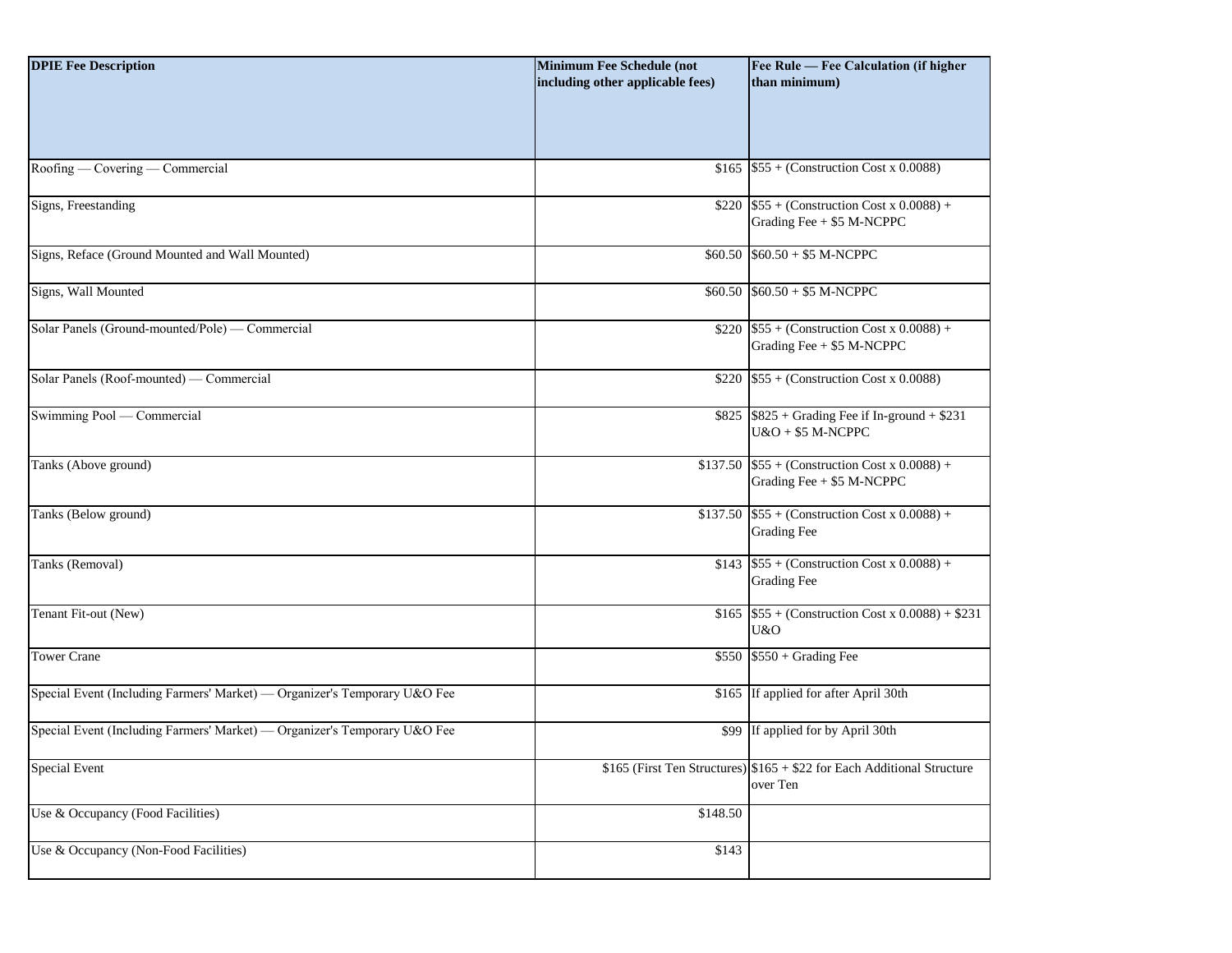| DPIE Fee Description | Minimum Fee Schedule (not including other applicable fees) | Fee Rule — Fee Calculation (if higher than minimum) |
|---|---|---|
| Roofing — Covering — Commercial | $165 | $55 + (Construction Cost x 0.0088) |
| Signs, Freestanding | $220 | $55 + (Construction Cost x 0.0088) + Grading Fee + $5 M-NCPPC |
| Signs, Reface (Ground Mounted and Wall Mounted) | $60.50 | $60.50 + $5 M-NCPPC |
| Signs, Wall Mounted | $60.50 | $60.50 + $5 M-NCPPC |
| Solar Panels (Ground-mounted/Pole) — Commercial | $220 | $55 + (Construction Cost x 0.0088) + Grading Fee + $5 M-NCPPC |
| Solar Panels (Roof-mounted) — Commercial | $220 | $55 + (Construction Cost x 0.0088) |
| Swimming Pool — Commercial | $825 | $825 + Grading Fee if In-ground + $231 U&O + $5 M-NCPPC |
| Tanks (Above ground) | $137.50 | $55 + (Construction Cost x 0.0088) + Grading Fee + $5 M-NCPPC |
| Tanks (Below ground) | $137.50 | $55 + (Construction Cost x 0.0088) + Grading Fee |
| Tanks (Removal) | $143 | $55 + (Construction Cost x 0.0088) + Grading Fee |
| Tenant Fit-out (New) | $165 | $55 + (Construction Cost x 0.0088) + $231 U&O |
| Tower Crane | $550 | $550 + Grading Fee |
| Special Event (Including Farmers' Market) — Organizer's Temporary U&O Fee | $165 | If applied for after April 30th |
| Special Event (Including Farmers' Market) — Organizer's Temporary U&O Fee | $99 | If applied for by April 30th |
| Special Event | $165 (First Ten Structures) | $165 + $22 for Each Additional Structure over Ten |
| Use & Occupancy (Food Facilities) | $148.50 | |
| Use & Occupancy (Non-Food Facilities) | $143 | |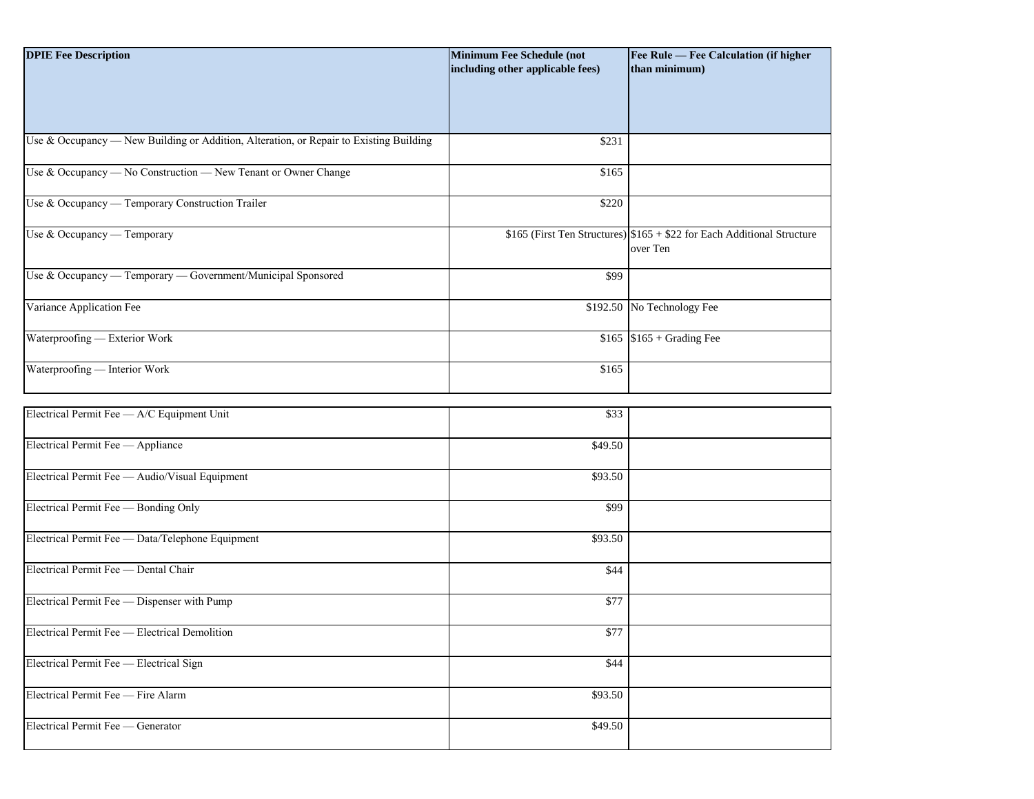| DPIE Fee Description | Minimum Fee Schedule (not including other applicable fees) | Fee Rule — Fee Calculation (if higher than minimum) |
|---|---|---|
| Use & Occupancy — New Building or Addition, Alteration, or Repair to Existing Building | $231 | |
| Use & Occupancy — No Construction — New Tenant or Owner Change | $165 | |
| Use & Occupancy — Temporary Construction Trailer | $220 | |
| Use & Occupancy — Temporary | $165 (First Ten Structures) | $165 + $22 for Each Additional Structure over Ten |
| Use & Occupancy — Temporary — Government/Municipal Sponsored | $99 | |
| Variance Application Fee | $192.50 | No Technology Fee |
| Waterproofing — Exterior Work | $165 | $165 + Grading Fee |
| Waterproofing — Interior Work | $165 | |
| Electrical Permit Fee — A/C Equipment Unit | $33 | |
| Electrical Permit Fee — Appliance | $49.50 | |
| Electrical Permit Fee — Audio/Visual Equipment | $93.50 | |
| Electrical Permit Fee — Bonding Only | $99 | |
| Electrical Permit Fee — Data/Telephone Equipment | $93.50 | |
| Electrical Permit Fee — Dental Chair | $44 | |
| Electrical Permit Fee — Dispenser with Pump | $77 | |
| Electrical Permit Fee — Electrical Demolition | $77 | |
| Electrical Permit Fee — Electrical Sign | $44 | |
| Electrical Permit Fee — Fire Alarm | $93.50 | |
| Electrical Permit Fee — Generator | $49.50 | |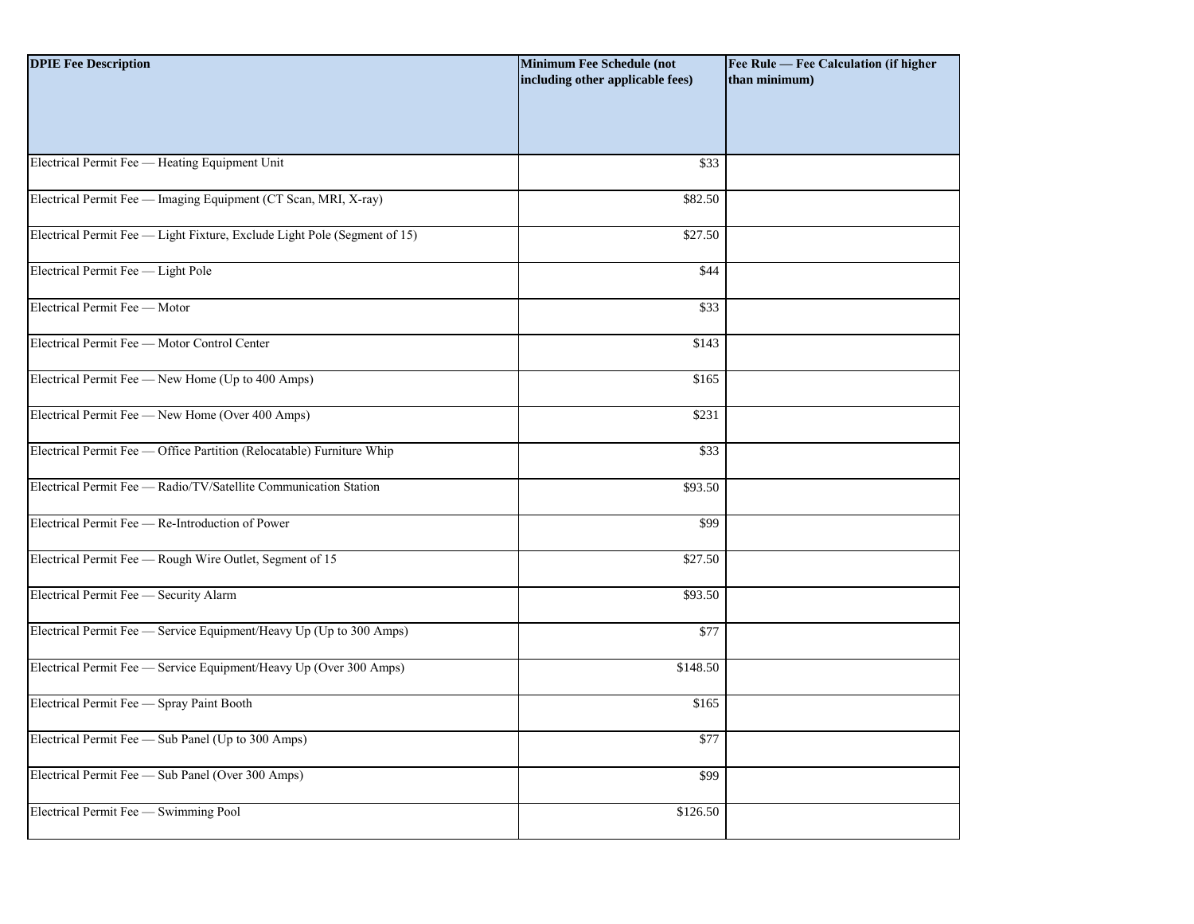| DPIE Fee Description | Minimum Fee Schedule (not including other applicable fees) | Fee Rule — Fee Calculation (if higher than minimum) |
| --- | --- | --- |
| Electrical Permit Fee — Heating Equipment Unit | $33 | |
| Electrical Permit Fee — Imaging Equipment (CT Scan, MRI, X-ray) | $82.50 | |
| Electrical Permit Fee — Light Fixture, Exclude Light Pole (Segment of 15) | $27.50 | |
| Electrical Permit Fee — Light Pole | $44 | |
| Electrical Permit Fee — Motor | $33 | |
| Electrical Permit Fee — Motor Control Center | $143 | |
| Electrical Permit Fee — New Home (Up to 400 Amps) | $165 | |
| Electrical Permit Fee — New Home (Over 400 Amps) | $231 | |
| Electrical Permit Fee — Office Partition (Relocatable) Furniture Whip | $33 | |
| Electrical Permit Fee — Radio/TV/Satellite Communication Station | $93.50 | |
| Electrical Permit Fee — Re-Introduction of Power | $99 | |
| Electrical Permit Fee — Rough Wire Outlet, Segment of 15 | $27.50 | |
| Electrical Permit Fee — Security Alarm | $93.50 | |
| Electrical Permit Fee — Service Equipment/Heavy Up (Up to 300 Amps) | $77 | |
| Electrical Permit Fee — Service Equipment/Heavy Up (Over 300 Amps) | $148.50 | |
| Electrical Permit Fee — Spray Paint Booth | $165 | |
| Electrical Permit Fee — Sub Panel (Up to 300 Amps) | $77 | |
| Electrical Permit Fee — Sub Panel (Over 300 Amps) | $99 | |
| Electrical Permit Fee — Swimming Pool | $126.50 | |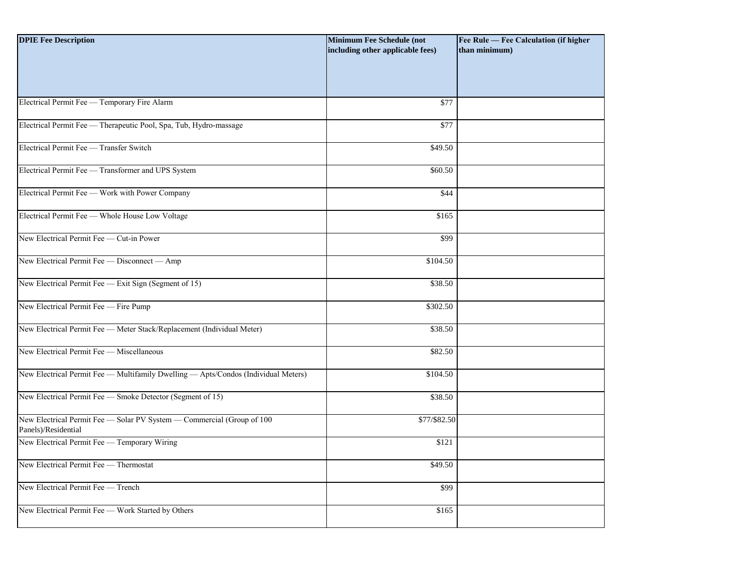| DPIE Fee Description | Minimum Fee Schedule (not including other applicable fees) | Fee Rule — Fee Calculation (if higher than minimum) |
| --- | --- | --- |
| Electrical Permit Fee — Temporary Fire Alarm | $77 | |
| Electrical Permit Fee — Therapeutic Pool, Spa, Tub, Hydro-massage | $77 | |
| Electrical Permit Fee — Transfer Switch | $49.50 | |
| Electrical Permit Fee — Transformer and UPS System | $60.50 | |
| Electrical Permit Fee — Work with Power Company | $44 | |
| Electrical Permit Fee — Whole House Low Voltage | $165 | |
| New Electrical Permit Fee — Cut-in Power | $99 | |
| New Electrical Permit Fee — Disconnect — Amp | $104.50 | |
| New Electrical Permit Fee — Exit Sign (Segment of 15) | $38.50 | |
| New Electrical Permit Fee — Fire Pump | $302.50 | |
| New Electrical Permit Fee — Meter Stack/Replacement (Individual Meter) | $38.50 | |
| New Electrical Permit Fee — Miscellaneous | $82.50 | |
| New Electrical Permit Fee — Multifamily Dwelling — Apts/Condos (Individual Meters) | $104.50 | |
| New Electrical Permit Fee — Smoke Detector (Segment of 15) | $38.50 | |
| New Electrical Permit Fee — Solar PV System — Commercial (Group of 100 Panels)/Residential | $77/$82.50 | |
| New Electrical Permit Fee — Temporary Wiring | $121 | |
| New Electrical Permit Fee — Thermostat | $49.50 | |
| New Electrical Permit Fee — Trench | $99 | |
| New Electrical Permit Fee — Work Started by Others | $165 | |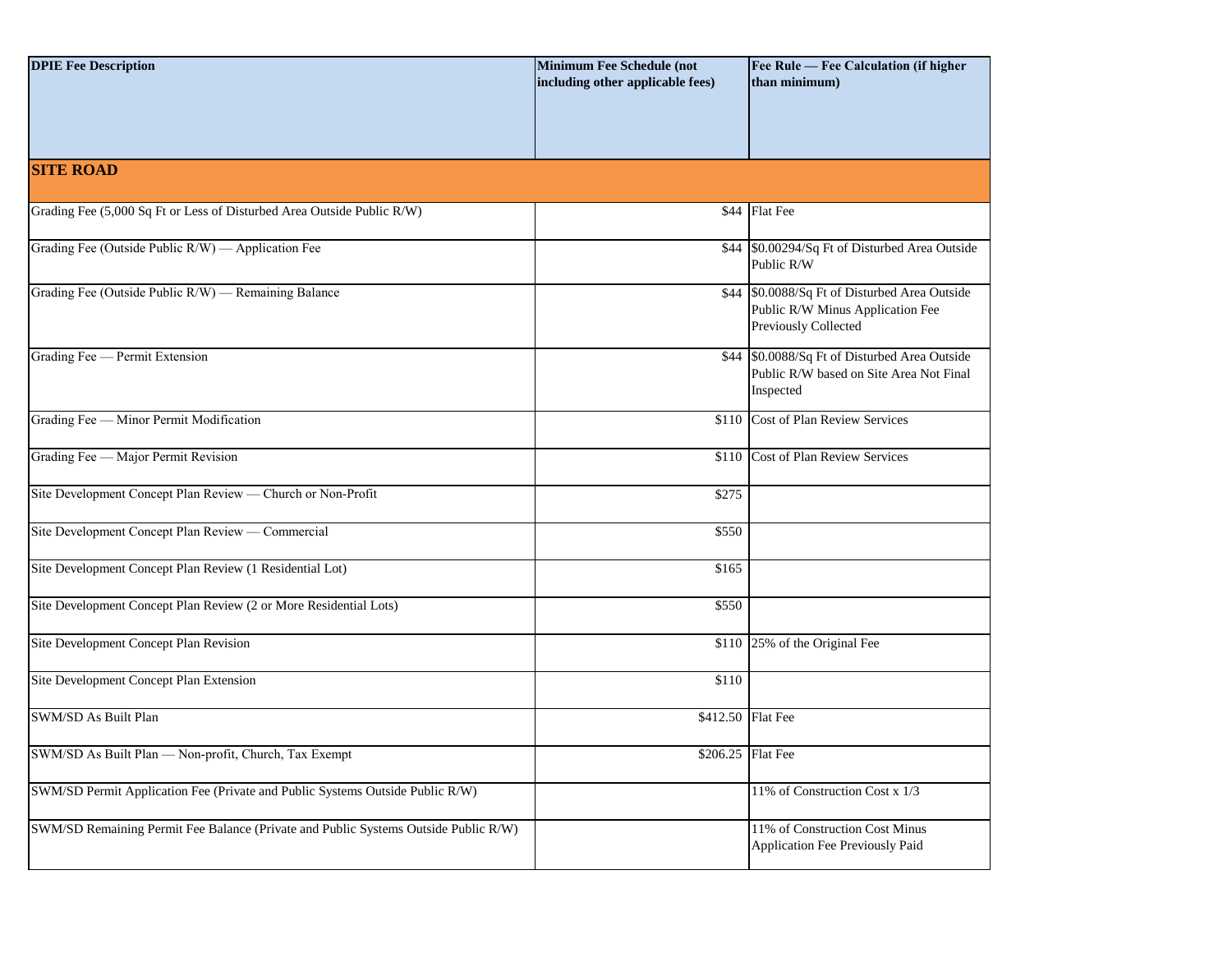| DPIE Fee Description | Minimum Fee Schedule (not including other applicable fees) | Fee Rule — Fee Calculation (if higher than minimum) |
| --- | --- | --- |
| **SITE ROAD** | | |
| Grading Fee (5,000 Sq Ft or Less of Disturbed Area Outside Public R/W) | $44 | Flat Fee |
| Grading Fee (Outside Public R/W) — Application Fee | $44 | $0.00294/Sq Ft of Disturbed Area Outside Public R/W |
| Grading Fee (Outside Public R/W) — Remaining Balance | $44 | $0.0088/Sq Ft of Disturbed Area Outside Public R/W Minus Application Fee Previously Collected |
| Grading Fee — Permit Extension | $44 | $0.0088/Sq Ft of Disturbed Area Outside Public R/W based on Site Area Not Final Inspected |
| Grading Fee — Minor Permit Modification | $110 | Cost of Plan Review Services |
| Grading Fee — Major Permit Revision | $110 | Cost of Plan Review Services |
| Site Development Concept Plan Review — Church or Non-Profit | $275 | |
| Site Development Concept Plan Review — Commercial | $550 | |
| Site Development Concept Plan Review (1 Residential Lot) | $165 | |
| Site Development Concept Plan Review (2 or More Residential Lots) | $550 | |
| Site Development Concept Plan Revision | $110 | 25% of the Original Fee |
| Site Development Concept Plan Extension | $110 | |
| SWM/SD As Built Plan | $412.50 | Flat Fee |
| SWM/SD As Built Plan — Non-profit, Church, Tax Exempt | $206.25 | Flat Fee |
| SWM/SD Permit Application Fee (Private and Public Systems Outside Public R/W) | | 11% of Construction Cost x 1/3 |
| SWM/SD Remaining Permit Fee Balance (Private and Public Systems Outside Public R/W) | | 11% of Construction Cost Minus Application Fee Previously Paid |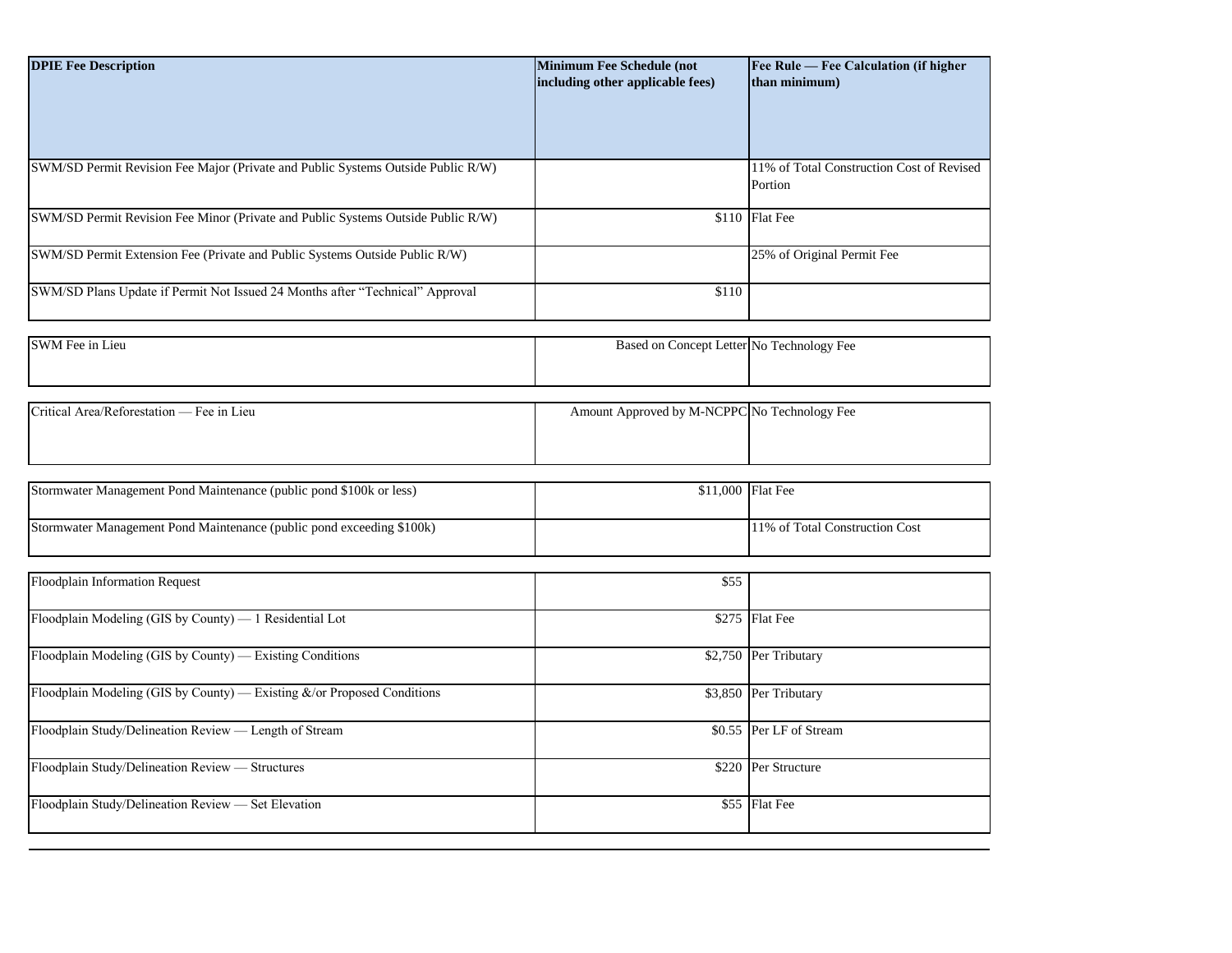| DPIE Fee Description | Minimum Fee Schedule (not including other applicable fees) | Fee Rule — Fee Calculation (if higher than minimum) |
|---|---|---|
| SWM/SD Permit Revision Fee Major (Private and Public Systems Outside Public R/W) | | 11% of Total Construction Cost of Revised Portion |
| SWM/SD Permit Revision Fee Minor (Private and Public Systems Outside Public R/W) | $110 | Flat Fee |
| SWM/SD Permit Extension Fee (Private and Public Systems Outside Public R/W) | | 25% of Original Permit Fee |
| SWM/SD Plans Update if Permit Not Issued 24 Months after "Technical" Approval | $110 | |
| SWM Fee in Lieu | Based on Concept Letter | No Technology Fee |
| Critical Area/Reforestation — Fee in Lieu | Amount Approved by M-NCPPC | No Technology Fee |
| Stormwater Management Pond Maintenance (public pond $100k or less) | $11,000 | Flat Fee |
| Stormwater Management Pond Maintenance (public pond exceeding $100k) | | 11% of Total Construction Cost |
| Floodplain Information Request | $55 | |
| Floodplain Modeling (GIS by County) — 1 Residential Lot | $275 | Flat Fee |
| Floodplain Modeling (GIS by County) — Existing Conditions | $2,750 | Per Tributary |
| Floodplain Modeling (GIS by County) — Existing &/or Proposed Conditions | $3,850 | Per Tributary |
| Floodplain Study/Delineation Review — Length of Stream | $0.55 | Per LF of Stream |
| Floodplain Study/Delineation Review — Structures | $220 | Per Structure |
| Floodplain Study/Delineation Review — Set Elevation | $55 | Flat Fee |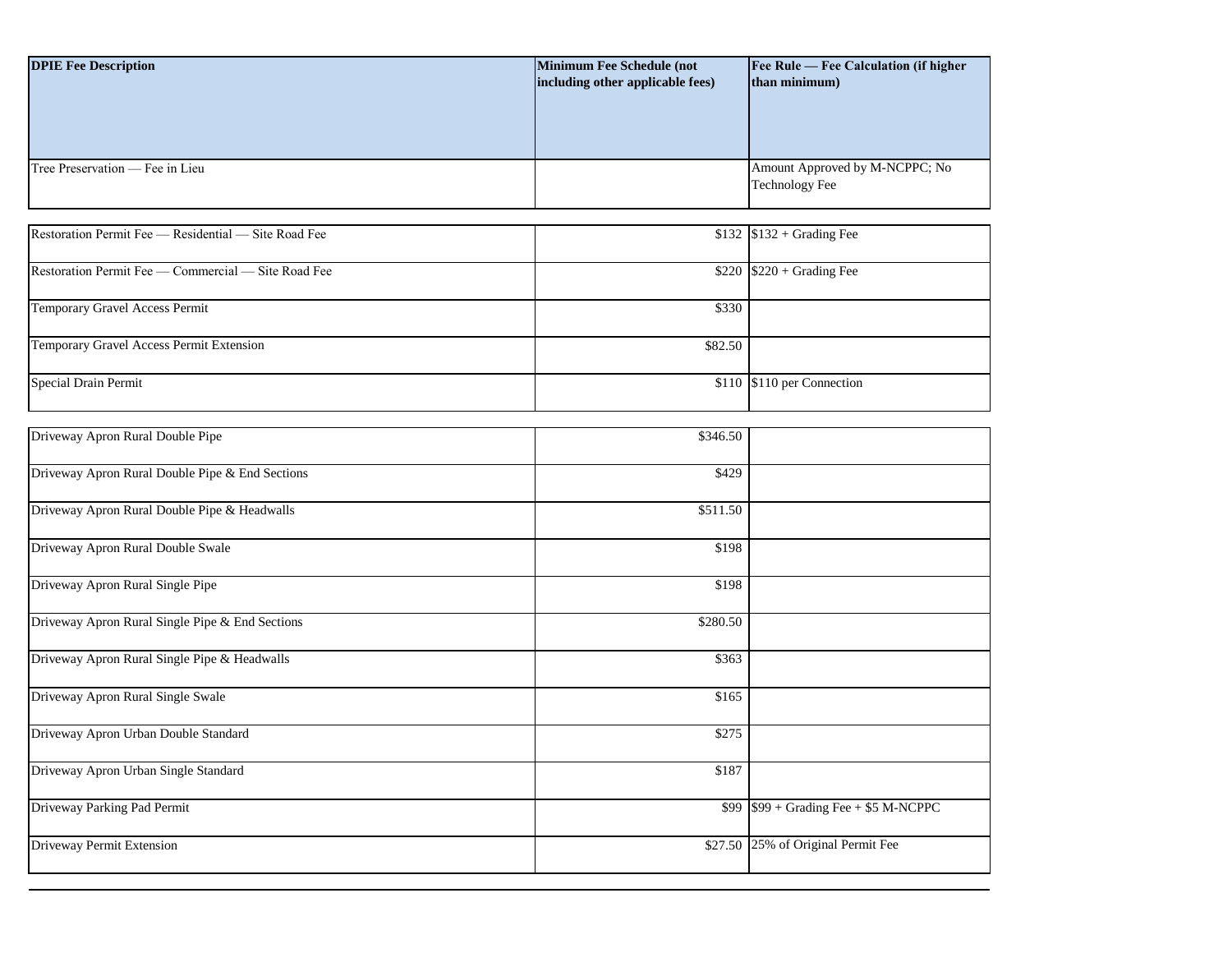| DPIE Fee Description | Minimum Fee Schedule (not including other applicable fees) | Fee Rule — Fee Calculation (if higher than minimum) |
|---|---|---|
| Tree Preservation — Fee in Lieu | | Amount Approved by M-NCPPC; No Technology Fee |
| Restoration Permit Fee — Residential — Site Road Fee | $132 | $132 + Grading Fee |
| Restoration Permit Fee — Commercial — Site Road Fee | $220 | $220 + Grading Fee |
| Temporary Gravel Access Permit | $330 | |
| Temporary Gravel Access Permit Extension | $82.50 | |
| Special Drain Permit | $110 | $110 per Connection |
| Driveway Apron Rural Double Pipe | $346.50 | |
| Driveway Apron Rural Double Pipe & End Sections | $429 | |
| Driveway Apron Rural Double Pipe & Headwalls | $511.50 | |
| Driveway Apron Rural Double Swale | $198 | |
| Driveway Apron Rural Single Pipe | $198 | |
| Driveway Apron Rural Single Pipe & End Sections | $280.50 | |
| Driveway Apron Rural Single Pipe & Headwalls | $363 | |
| Driveway Apron Rural Single Swale | $165 | |
| Driveway Apron Urban Double Standard | $275 | |
| Driveway Apron Urban Single Standard | $187 | |
| Driveway Parking Pad Permit | $99 | $99 + Grading Fee + $5 M-NCPPC |
| Driveway Permit Extension | $27.50 | 25% of Original Permit Fee |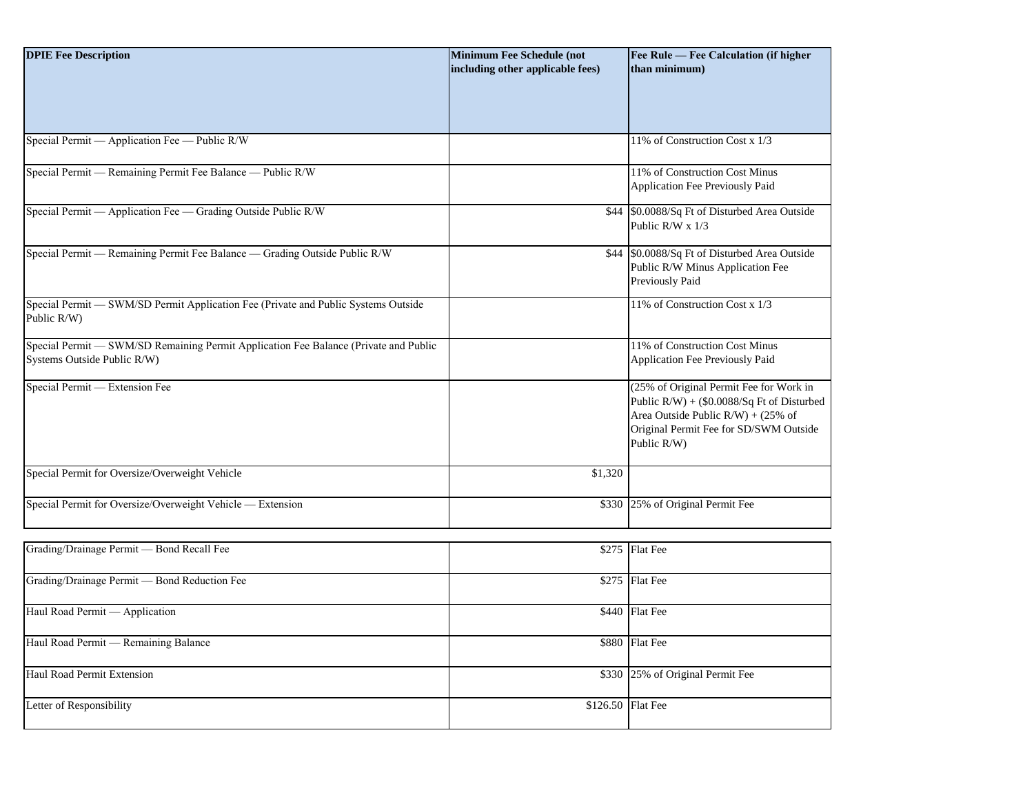| DPIE Fee Description | Minimum Fee Schedule (not including other applicable fees) | Fee Rule — Fee Calculation (if higher than minimum) |
|---|---|---|
| Special Permit — Application Fee — Public R/W | | 11% of Construction Cost x 1/3 |
| Special Permit — Remaining Permit Fee Balance — Public R/W | | 11% of Construction Cost Minus Application Fee Previously Paid |
| Special Permit — Application Fee — Grading Outside Public R/W | $44 | $0.0088/Sq Ft of Disturbed Area Outside Public R/W x 1/3 |
| Special Permit — Remaining Permit Fee Balance — Grading Outside Public R/W | $44 | $0.0088/Sq Ft of Disturbed Area Outside Public R/W Minus Application Fee Previously Paid |
| Special Permit — SWM/SD Permit Application Fee (Private and Public Systems Outside Public R/W) | | 11% of Construction Cost x 1/3 |
| Special Permit — SWM/SD Remaining Permit Application Fee Balance (Private and Public Systems Outside Public R/W) | | 11% of Construction Cost Minus Application Fee Previously Paid |
| Special Permit — Extension Fee | | (25% of Original Permit Fee for Work in Public R/W) + ($0.0088/Sq Ft of Disturbed Area Outside Public R/W) + (25% of Original Permit Fee for SD/SWM Outside Public R/W) |
| Special Permit for Oversize/Overweight Vehicle | $1,320 | |
| Special Permit for Oversize/Overweight Vehicle — Extension | $330 | 25% of Original Permit Fee |
| Grading/Drainage Permit — Bond Recall Fee | $275 | Flat Fee |
| Grading/Drainage Permit — Bond Reduction Fee | $275 | Flat Fee |
| Haul Road Permit — Application | $440 | Flat Fee |
| Haul Road Permit — Remaining Balance | $880 | Flat Fee |
| Haul Road Permit Extension | $330 | 25% of Original Permit Fee |
| Letter of Responsibility | $126.50 | Flat Fee |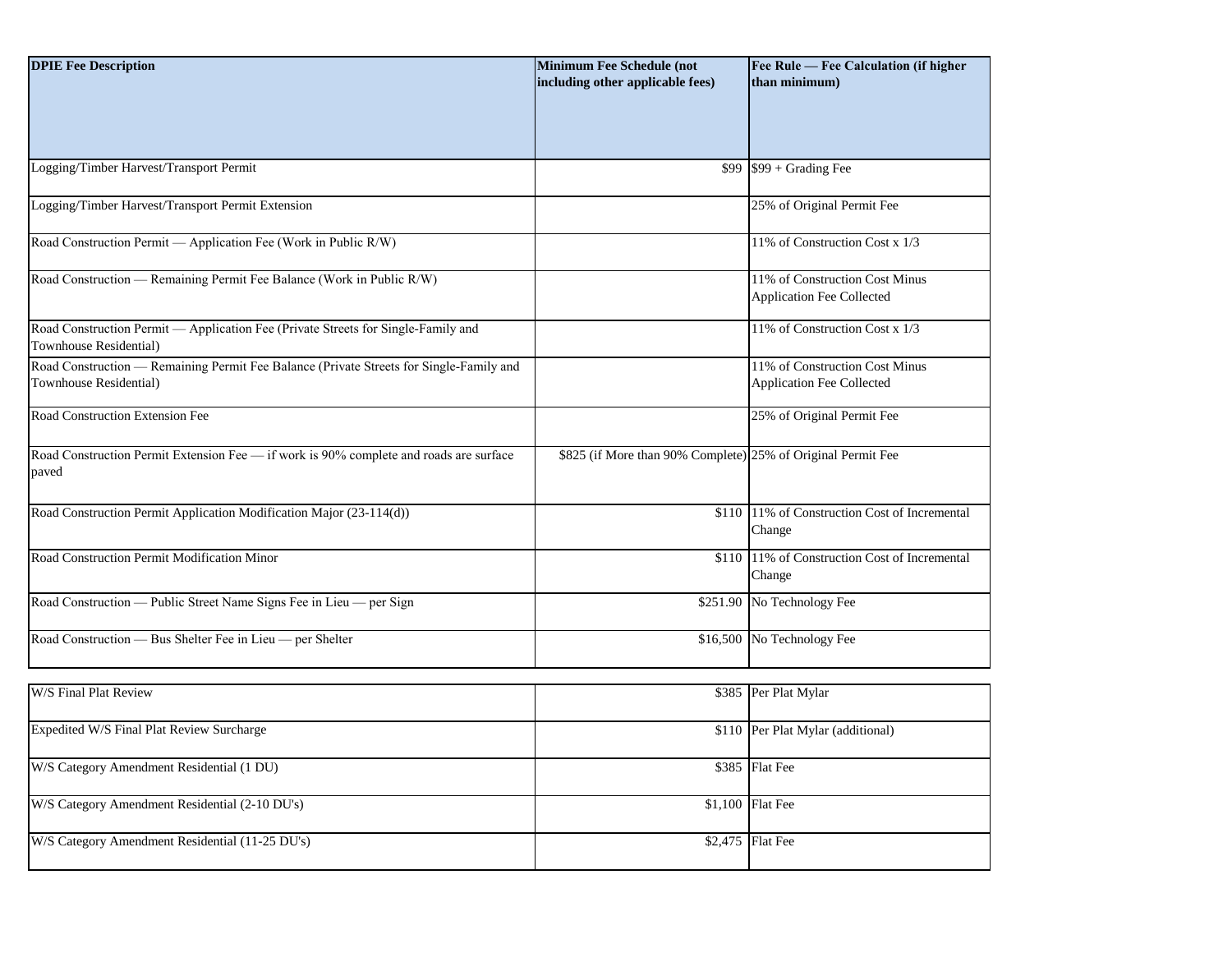| DPIE Fee Description | Minimum Fee Schedule (not including other applicable fees) | Fee Rule — Fee Calculation (if higher than minimum) |
| --- | --- | --- |
| Logging/Timber Harvest/Transport Permit | $99 | $99 + Grading Fee |
| Logging/Timber Harvest/Transport Permit Extension | | 25% of Original Permit Fee |
| Road Construction Permit — Application Fee (Work in Public R/W) | | 11% of Construction Cost x 1/3 |
| Road Construction — Remaining Permit Fee Balance (Work in Public R/W) | | 11% of Construction Cost Minus Application Fee Collected |
| Road Construction Permit — Application Fee (Private Streets for Single-Family and Townhouse Residential) | | 11% of Construction Cost x 1/3 |
| Road Construction — Remaining Permit Fee Balance (Private Streets for Single-Family and Townhouse Residential) | | 11% of Construction Cost Minus Application Fee Collected |
| Road Construction Extension Fee | | 25% of Original Permit Fee |
| Road Construction Permit Extension Fee — if work is 90% complete and roads are surface paved | $825 (if More than 90% Complete) | 25% of Original Permit Fee |
| Road Construction Permit Application Modification Major (23-114(d)) | $110 | 11% of Construction Cost of Incremental Change |
| Road Construction Permit Modification Minor | $110 | 11% of Construction Cost of Incremental Change |
| Road Construction — Public Street Name Signs Fee in Lieu — per Sign | $251.90 | No Technology Fee |
| Road Construction — Bus Shelter Fee in Lieu — per Shelter | $16,500 | No Technology Fee |
| W/S Final Plat Review | $385 | Per Plat Mylar |
| Expedited W/S Final Plat Review Surcharge | $110 | Per Plat Mylar (additional) |
| W/S Category Amendment Residential (1 DU) | $385 | Flat Fee |
| W/S Category Amendment Residential (2-10 DU's) | $1,100 | Flat Fee |
| W/S Category Amendment Residential (11-25 DU's) | $2,475 | Flat Fee |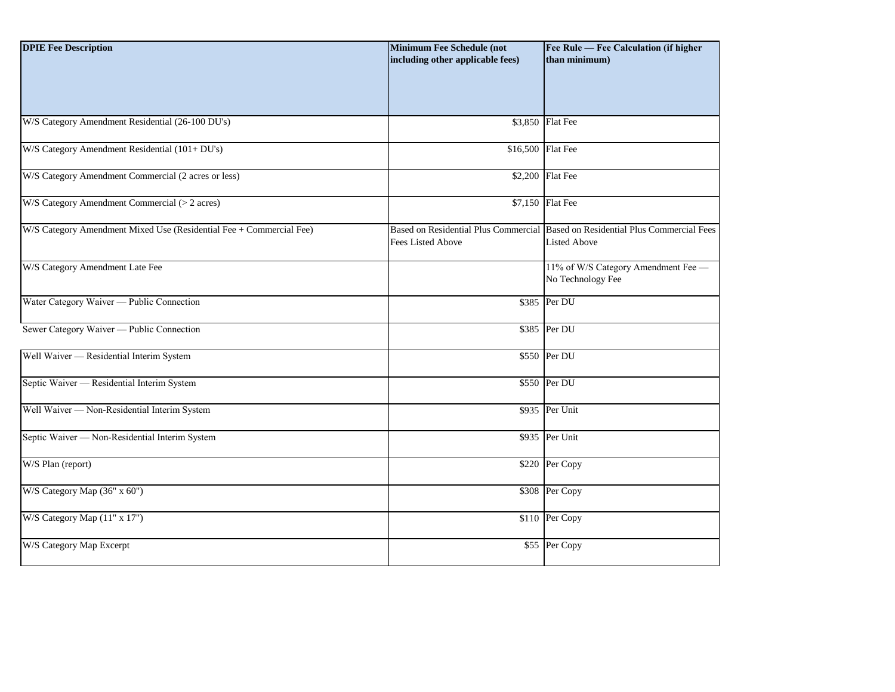| DPIE Fee Description | Minimum Fee Schedule (not including other applicable fees) | Fee Rule — Fee Calculation (if higher than minimum) |
|---|---|---|
| W/S Category Amendment Residential (26-100 DU's) | $3,850 | Flat Fee |
| W/S Category Amendment Residential (101+ DU's) | $16,500 | Flat Fee |
| W/S Category Amendment Commercial (2 acres or less) | $2,200 | Flat Fee |
| W/S Category Amendment Commercial (> 2 acres) | $7,150 | Flat Fee |
| W/S Category Amendment Mixed Use (Residential Fee + Commercial Fee) | Based on Residential Plus Commercial Fees Listed Above | Based on Residential Plus Commercial Fees Listed Above |
| W/S Category Amendment Late Fee | | 11% of W/S Category Amendment Fee — No Technology Fee |
| Water Category Waiver — Public Connection | $385 | Per DU |
| Sewer Category Waiver — Public Connection | $385 | Per DU |
| Well Waiver — Residential Interim System | $550 | Per DU |
| Septic Waiver — Residential Interim System | $550 | Per DU |
| Well Waiver — Non-Residential Interim System | $935 | Per Unit |
| Septic Waiver — Non-Residential Interim System | $935 | Per Unit |
| W/S Plan (report) | $220 | Per Copy |
| W/S Category Map (36" x 60") | $308 | Per Copy |
| W/S Category Map (11" x 17") | $110 | Per Copy |
| W/S Category Map Excerpt | $55 | Per Copy |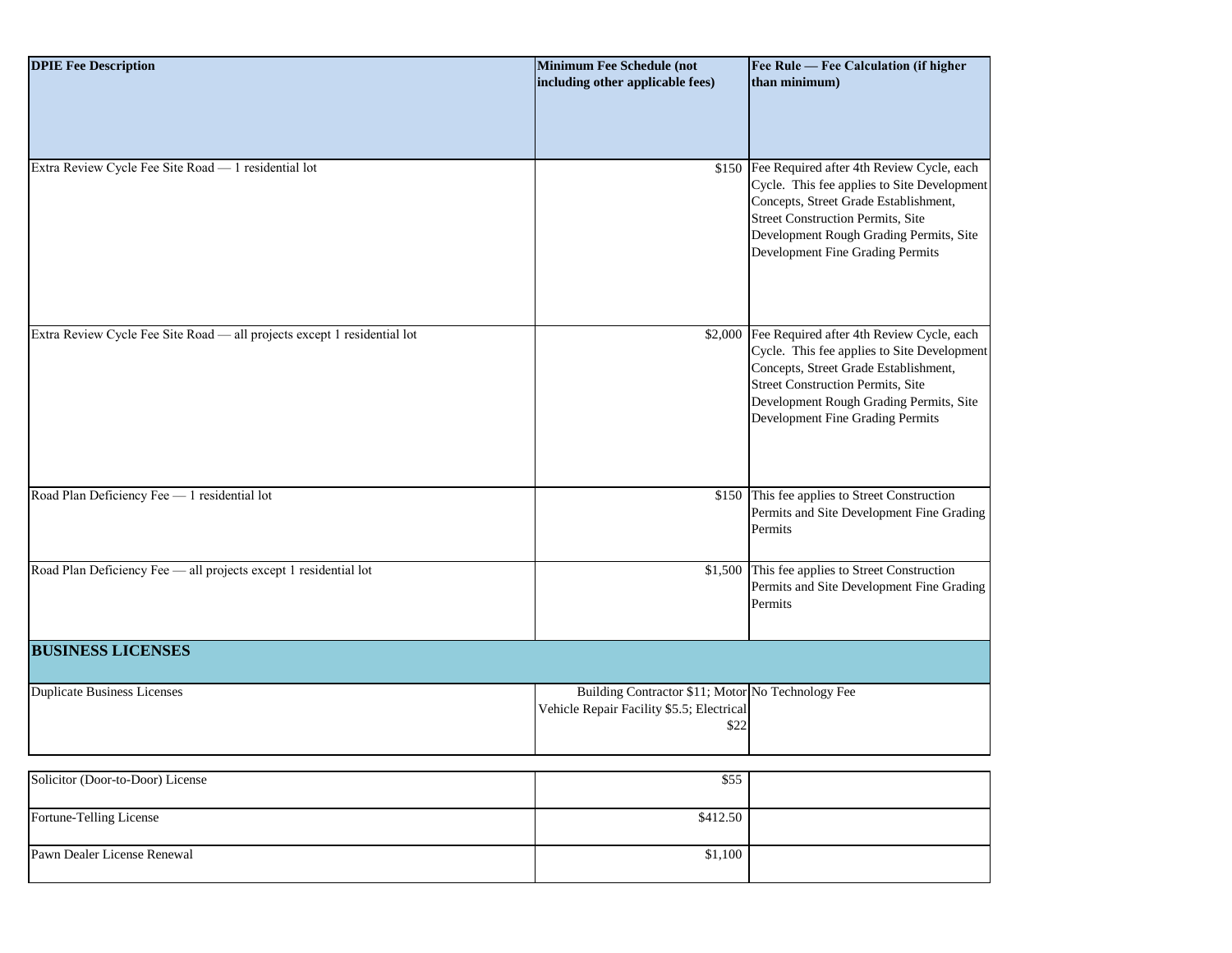| DPIE Fee Description | Minimum Fee Schedule (not including other applicable fees) | Fee Rule — Fee Calculation (if higher than minimum) |
| --- | --- | --- |
| Extra Review Cycle Fee Site Road — 1 residential lot | $150 | Fee Required after 4th Review Cycle, each Cycle. This fee applies to Site Development Concepts, Street Grade Establishment, Street Construction Permits, Site Development Rough Grading Permits, Site Development Fine Grading Permits |
| Extra Review Cycle Fee Site Road — all projects except 1 residential lot | $2,000 | Fee Required after 4th Review Cycle, each Cycle. This fee applies to Site Development Concepts, Street Grade Establishment, Street Construction Permits, Site Development Rough Grading Permits, Site Development Fine Grading Permits |
| Road Plan Deficiency Fee — 1 residential lot | $150 | This fee applies to Street Construction Permits and Site Development Fine Grading Permits |
| Road Plan Deficiency Fee — all projects except 1 residential lot | $1,500 | This fee applies to Street Construction Permits and Site Development Fine Grading Permits |
| **BUSINESS LICENSES** | | |
| Duplicate Business Licenses | Building Contractor $11; Motor Vehicle Repair Facility $5.5; Electrical $22 | No Technology Fee |
| Solicitor (Door-to-Door) License | $55 | |
| Fortune-Telling License | $412.50 | |
| Pawn Dealer License Renewal | $1,100 | |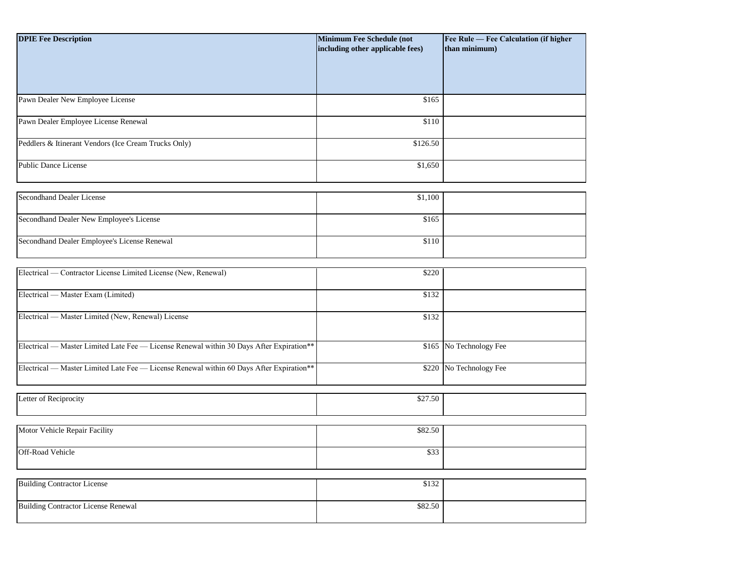| DPIE Fee Description | Minimum Fee Schedule (not including other applicable fees) | Fee Rule — Fee Calculation (if higher than minimum) |
|---|---|---|
| Pawn Dealer New Employee License | $165 | |
| Pawn Dealer Employee License Renewal | $110 | |
| Peddlers & Itinerant Vendors (Ice Cream Trucks Only) | $126.50 | |
| Public Dance License | $1,650 | |
| Secondhand Dealer License | $1,100 | |
| Secondhand Dealer New Employee's License | $165 | |
| Secondhand Dealer Employee's License Renewal | $110 | |
| Electrical — Contractor License Limited License (New, Renewal) | $220 | |
| Electrical — Master Exam (Limited) | $132 | |
| Electrical — Master Limited (New, Renewal) License | $132 | |
| Electrical — Master Limited Late Fee — License Renewal within 30 Days After Expiration** | $165 | No Technology Fee |
| Electrical — Master Limited Late Fee — License Renewal within 60 Days After Expiration** | $220 | No Technology Fee |
| Letter of Reciprocity | $27.50 | |
| Motor Vehicle Repair Facility | $82.50 | |
| Off-Road Vehicle | $33 | |
| Building Contractor License | $132 | |
| Building Contractor License Renewal | $82.50 | |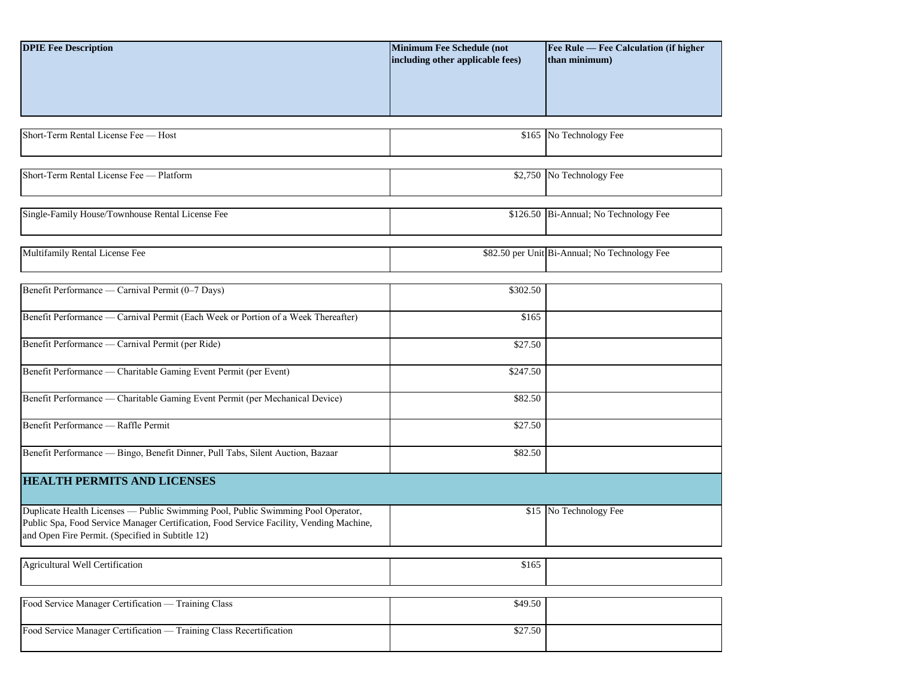| DPIE Fee Description | Minimum Fee Schedule (not including other applicable fees) | Fee Rule — Fee Calculation (if higher than minimum) |
|---|---|---|
| Short-Term Rental License Fee — Host | $165 | No Technology Fee |
| Short-Term Rental License Fee — Platform | $2,750 | No Technology Fee |
| Single-Family House/Townhouse Rental License Fee | $126.50 | Bi-Annual; No Technology Fee |
| Multifamily Rental License Fee | $82.50 per Unit | Bi-Annual; No Technology Fee |
| Benefit Performance — Carnival Permit (0–7 Days) | $302.50 | |
| Benefit Performance — Carnival Permit (Each Week or Portion of a Week Thereafter) | $165 | |
| Benefit Performance — Carnival Permit (per Ride) | $27.50 | |
| Benefit Performance — Charitable Gaming Event Permit (per Event) | $247.50 | |
| Benefit Performance — Charitable Gaming Event Permit (per Mechanical Device) | $82.50 | |
| Benefit Performance — Raffle Permit | $27.50 | |
| Benefit Performance — Bingo, Benefit Dinner, Pull Tabs, Silent Auction, Bazaar | $82.50 | |
| **HEALTH PERMITS AND LICENSES** | | |
| Duplicate Health Licenses — Public Swimming Pool, Public Swimming Pool Operator, Public Spa, Food Service Manager Certification, Food Service Facility, Vending Machine, and Open Fire Permit. (Specified in Subtitle 12) | $15 | No Technology Fee |
| Agricultural Well Certification | $165 | |
| Food Service Manager Certification — Training Class | $49.50 | |
| Food Service Manager Certification — Training Class Recertification | $27.50 | |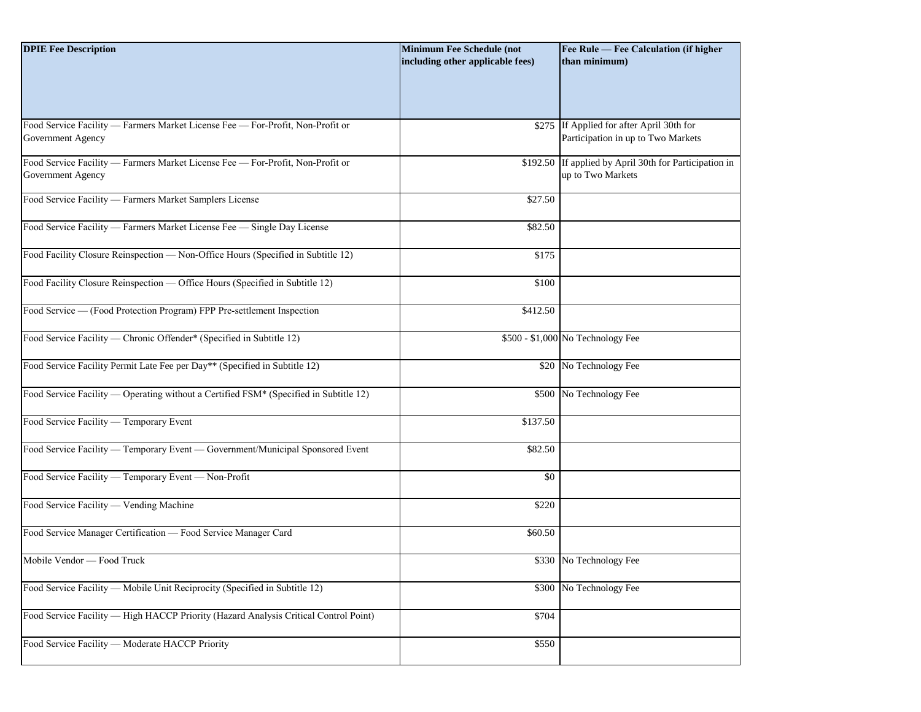| DPIE Fee Description | Minimum Fee Schedule (not including other applicable fees) | Fee Rule — Fee Calculation (if higher than minimum) |
|---|---|---|
| Food Service Facility — Farmers Market License Fee — For-Profit, Non-Profit or Government Agency | $275 | If Applied for after April 30th for Participation in up to Two Markets |
| Food Service Facility — Farmers Market License Fee — For-Profit, Non-Profit or Government Agency | $192.50 | If applied by April 30th for Participation in up to Two Markets |
| Food Service Facility — Farmers Market Samplers License | $27.50 | |
| Food Service Facility — Farmers Market License Fee — Single Day License | $82.50 | |
| Food Facility Closure Reinspection — Non-Office Hours (Specified in Subtitle 12) | $175 | |
| Food Facility Closure Reinspection — Office Hours (Specified in Subtitle 12) | $100 | |
| Food Service — (Food Protection Program) FPP Pre-settlement Inspection | $412.50 | |
| Food Service Facility — Chronic Offender* (Specified in Subtitle 12) | $500 - $1,000 | No Technology Fee |
| Food Service Facility Permit Late Fee per Day** (Specified in Subtitle 12) | $20 | No Technology Fee |
| Food Service Facility — Operating without a Certified FSM* (Specified in Subtitle 12) | $500 | No Technology Fee |
| Food Service Facility — Temporary Event | $137.50 | |
| Food Service Facility — Temporary Event — Government/Municipal Sponsored Event | $82.50 | |
| Food Service Facility — Temporary Event — Non-Profit | $0 | |
| Food Service Facility — Vending Machine | $220 | |
| Food Service Manager Certification — Food Service Manager Card | $60.50 | |
| Mobile Vendor — Food Truck | $330 | No Technology Fee |
| Food Service Facility — Mobile Unit Reciprocity (Specified in Subtitle 12) | $300 | No Technology Fee |
| Food Service Facility — High HACCP Priority (Hazard Analysis Critical Control Point) | $704 | |
| Food Service Facility — Moderate HACCP Priority | $550 | |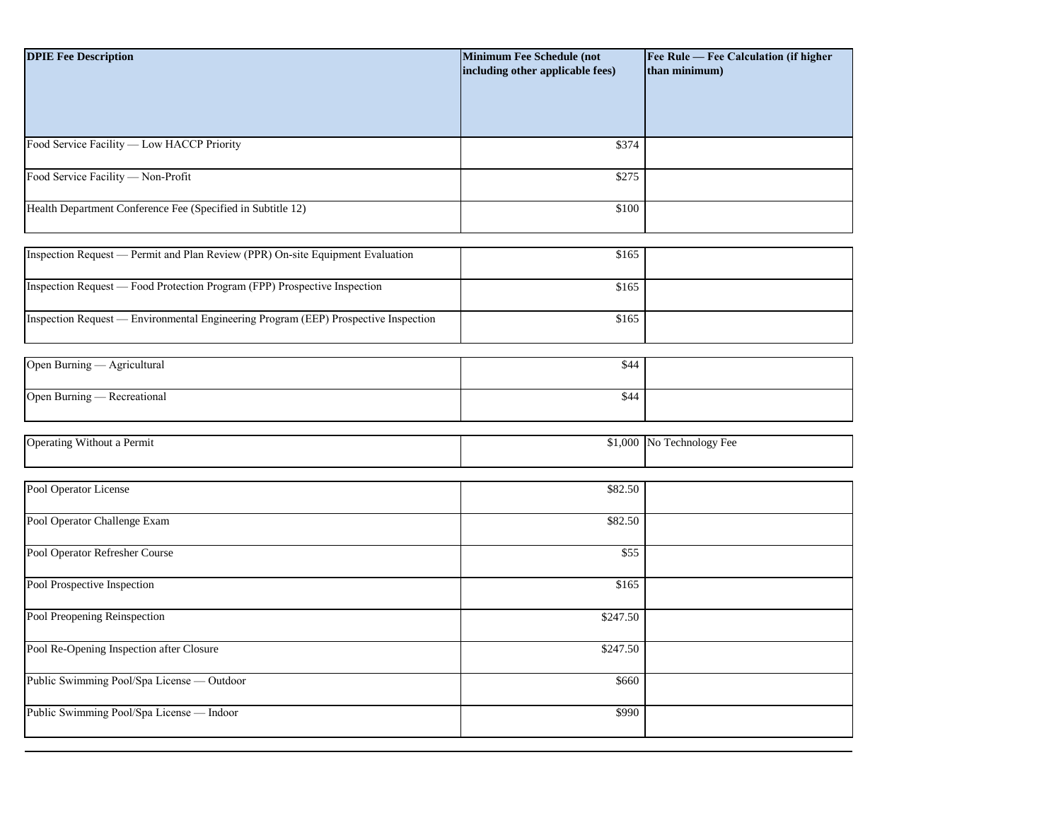| DPIE Fee Description | Minimum Fee Schedule (not including other applicable fees) | Fee Rule — Fee Calculation (if higher than minimum) |
|---|---|---|
| Food Service Facility — Low HACCP Priority | $374 | |
| Food Service Facility — Non-Profit | $275 | |
| Health Department Conference Fee (Specified in Subtitle 12) | $100 | |
| Inspection Request — Permit and Plan Review (PPR) On-site Equipment Evaluation | $165 | |
| Inspection Request — Food Protection Program (FPP) Prospective Inspection | $165 | |
| Inspection Request — Environmental Engineering Program (EEP) Prospective Inspection | $165 | |
| Open Burning — Agricultural | $44 | |
| Open Burning — Recreational | $44 | |
| Operating Without a Permit | $1,000 | No Technology Fee |
| Pool Operator License | $82.50 | |
| Pool Operator Challenge Exam | $82.50 | |
| Pool Operator Refresher Course | $55 | |
| Pool Prospective Inspection | $165 | |
| Pool Preopening Reinspection | $247.50 | |
| Pool Re-Opening Inspection after Closure | $247.50 | |
| Public Swimming Pool/Spa License — Outdoor | $660 | |
| Public Swimming Pool/Spa License — Indoor | $990 | |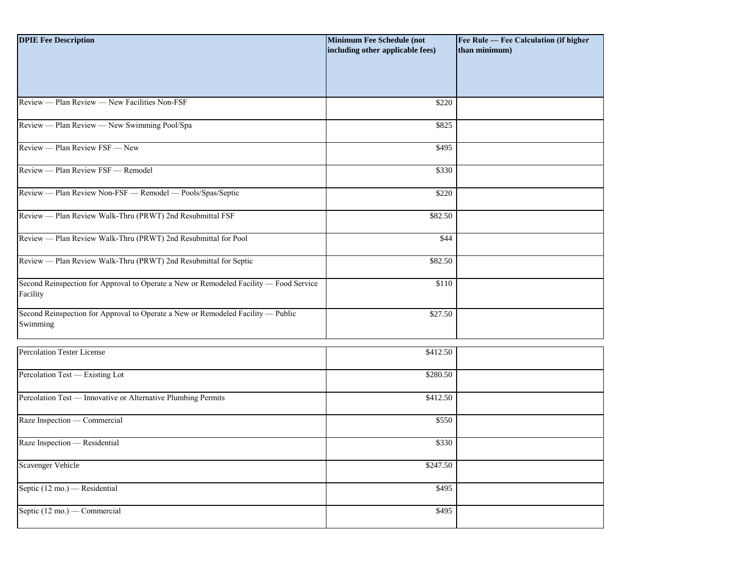| DPIE Fee Description | Minimum Fee Schedule (not including other applicable fees) | Fee Rule — Fee Calculation (if higher than minimum) |
|---|---|---|
| Review — Plan Review — New Facilities Non-FSF | $220 | |
| Review — Plan Review — New Swimming Pool/Spa | $825 | |
| Review — Plan Review FSF — New | $495 | |
| Review — Plan Review FSF — Remodel | $330 | |
| Review — Plan Review Non-FSF — Remodel — Pools/Spas/Septic | $220 | |
| Review — Plan Review Walk-Thru (PRWT) 2nd Resubmittal FSF | $82.50 | |
| Review — Plan Review Walk-Thru (PRWT) 2nd Resubmittal for Pool | $44 | |
| Review — Plan Review Walk-Thru (PRWT) 2nd Resubmittal for Septic | $82.50 | |
| Second Reinspection for Approval to Operate a New or Remodeled Facility — Food Service Facility | $110 | |
| Second Reinspection for Approval to Operate a New or Remodeled Facility — Public Swimming | $27.50 | |
| Percolation Tester License | $412.50 | |
| Percolation Test — Existing Lot | $280.50 | |
| Percolation Test — Innovative or Alternative Plumbing Permits | $412.50 | |
| Raze Inspection — Commercial | $550 | |
| Raze Inspection — Residential | $330 | |
| Scavenger Vehicle | $247.50 | |
| Septic (12 mo.) — Residential | $495 | |
| Septic (12 mo.) — Commercial | $495 | |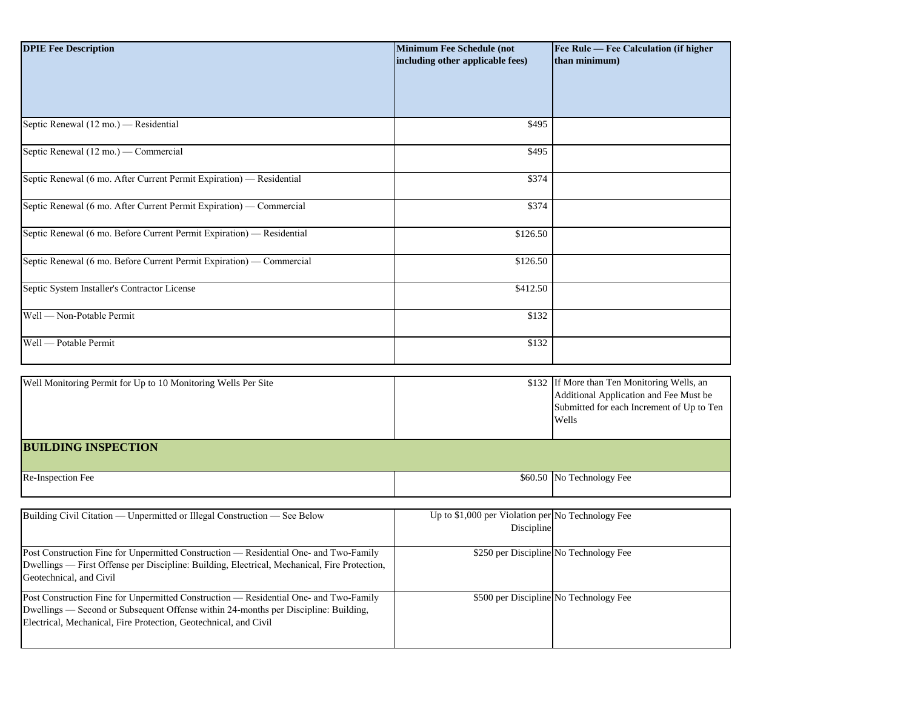| DPIE Fee Description | Minimum Fee Schedule (not including other applicable fees) | Fee Rule — Fee Calculation (if higher than minimum) |
|---|---|---|
| Septic Renewal (12 mo.) — Residential | $495 | |
| Septic Renewal (12 mo.) — Commercial | $495 | |
| Septic Renewal (6 mo. After Current Permit Expiration) — Residential | $374 | |
| Septic Renewal (6 mo. After Current Permit Expiration) — Commercial | $374 | |
| Septic Renewal (6 mo. Before Current Permit Expiration) — Residential | $126.50 | |
| Septic Renewal (6 mo. Before Current Permit Expiration) — Commercial | $126.50 | |
| Septic System Installer's Contractor License | $412.50 | |
| Well — Non-Potable Permit | $132 | |
| Well — Potable Permit | $132 | |
| Well Monitoring Permit for Up to 10 Monitoring Wells Per Site | $132 | If More than Ten Monitoring Wells, an Additional Application and Fee Must be Submitted for each Increment of Up to Ten Wells |
| **BUILDING INSPECTION** | | |
| Re-Inspection Fee | $60.50 | No Technology Fee |
| Building Civil Citation — Unpermitted or Illegal Construction — See Below | Up to $1,000 per Violation per Discipline | No Technology Fee |
| Post Construction Fine for Unpermitted Construction — Residential One- and Two-Family Dwellings — First Offense per Discipline: Building, Electrical, Mechanical, Fire Protection, Geotechnical, and Civil | $250 per Discipline | No Technology Fee |
| Post Construction Fine for Unpermitted Construction — Residential One- and Two-Family Dwellings — Second or Subsequent Offense within 24-months per Discipline: Building, Electrical, Mechanical, Fire Protection, Geotechnical, and Civil | $500 per Discipline | No Technology Fee |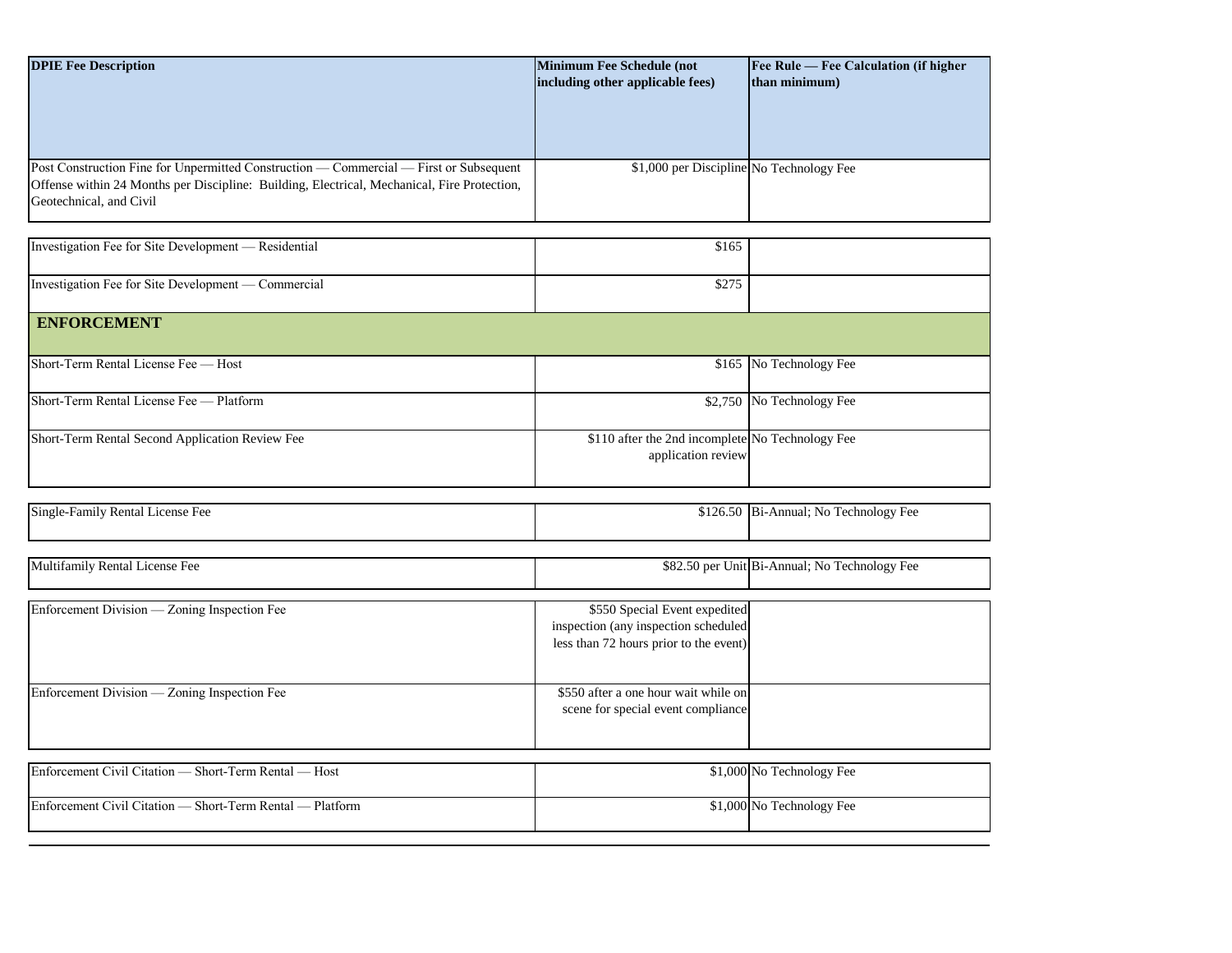| DPIE Fee Description | Minimum Fee Schedule (not including other applicable fees) | Fee Rule — Fee Calculation (if higher than minimum) |
|---|---|---|
| Post Construction Fine for Unpermitted Construction — Commercial — First or Subsequent Offense within 24 Months per Discipline: Building, Electrical, Mechanical, Fire Protection, Geotechnical, and Civil | $1,000 per Discipline | No Technology Fee |
| Investigation Fee for Site Development — Residential | $165 | |
| Investigation Fee for Site Development — Commercial | $275 | |
| **ENFORCEMENT** | | |
| Short-Term Rental License Fee — Host | $165 | No Technology Fee |
| Short-Term Rental License Fee — Platform | $2,750 | No Technology Fee |
| Short-Term Rental Second Application Review Fee | $110 after the 2nd incomplete application review | No Technology Fee |
| Single-Family Rental License Fee | $126.50 | Bi-Annual; No Technology Fee |
| Multifamily Rental License Fee | $82.50 per Unit | Bi-Annual; No Technology Fee |
| Enforcement Division — Zoning Inspection Fee | $550 Special Event expedited inspection (any inspection scheduled less than 72 hours prior to the event) | |
| Enforcement Division — Zoning Inspection Fee | $550 after a one hour wait while on scene for special event compliance | |
| Enforcement Civil Citation — Short-Term Rental — Host | $1,000 | No Technology Fee |
| Enforcement Civil Citation — Short-Term Rental — Platform | $1,000 | No Technology Fee |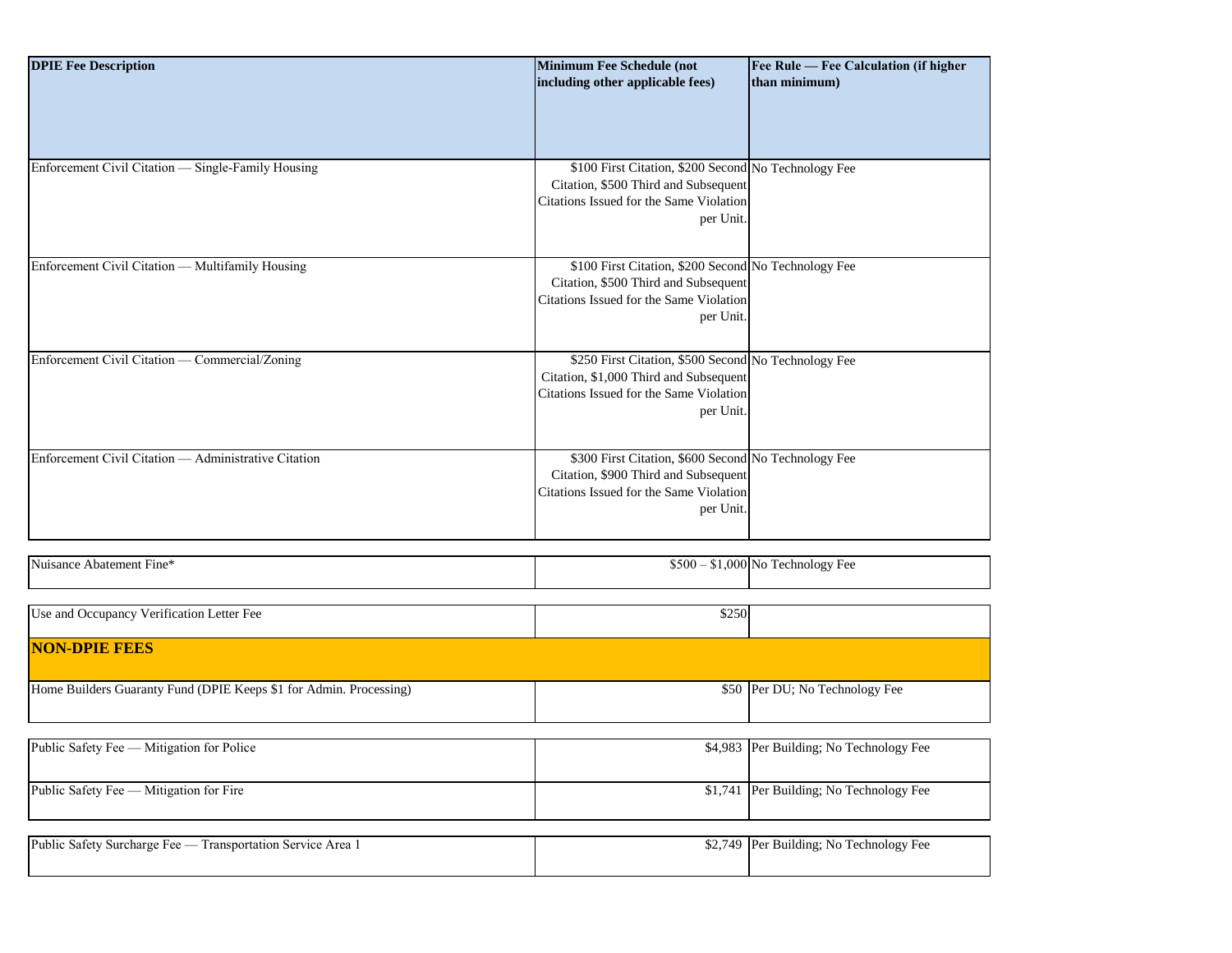| DPIE Fee Description | Minimum Fee Schedule (not including other applicable fees) | Fee Rule — Fee Calculation (if higher than minimum) |
| --- | --- | --- |
| Enforcement Civil Citation — Single-Family Housing | $100 First Citation, $200 Second Citation, $500 Third and Subsequent Citations Issued for the Same Violation per Unit. | No Technology Fee |
| Enforcement Civil Citation — Multifamily Housing | $100 First Citation, $200 Second Citation, $500 Third and Subsequent Citations Issued for the Same Violation per Unit. | No Technology Fee |
| Enforcement Civil Citation — Commercial/Zoning | $250 First Citation, $500 Second Citation, $1,000 Third and Subsequent Citations Issued for the Same Violation per Unit. | No Technology Fee |
| Enforcement Civil Citation — Administrative Citation | $300 First Citation, $600 Second Citation, $900 Third and Subsequent Citations Issued for the Same Violation per Unit. | No Technology Fee |
| Nuisance Abatement Fine* | $500 – $1,000 | No Technology Fee |
| Use and Occupancy Verification Letter Fee | $250 | |
| **NON-DPIE FEES** | | |
| Home Builders Guaranty Fund (DPIE Keeps $1 for Admin. Processing) | $50 | Per DU; No Technology Fee |
| Public Safety Fee — Mitigation for Police | $4,983 | Per Building; No Technology Fee |
| Public Safety Fee — Mitigation for Fire | $1,741 | Per Building; No Technology Fee |
| Public Safety Surcharge Fee — Transportation Service Area 1 | $2,749 | Per Building; No Technology Fee |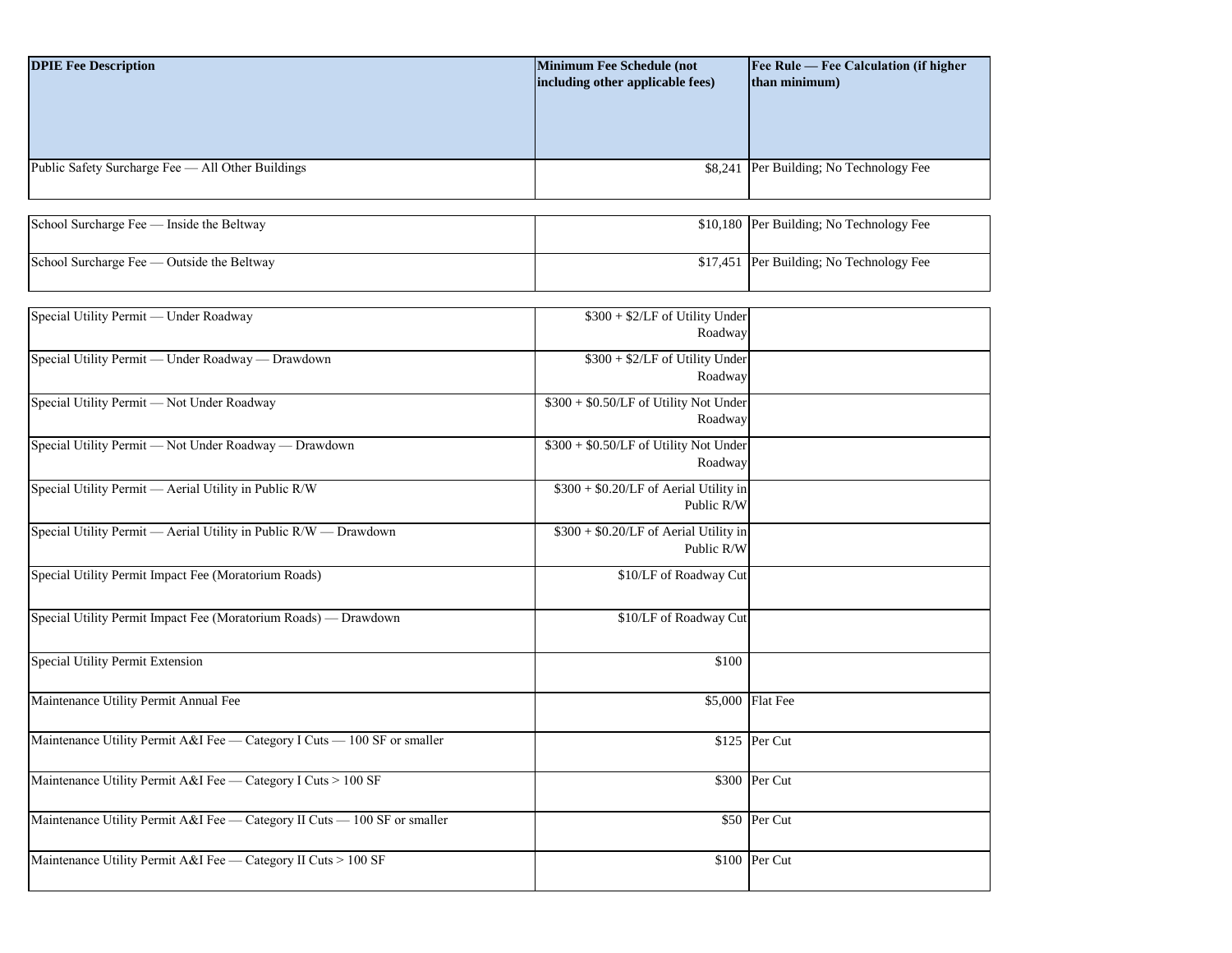| DPIE Fee Description | Minimum Fee Schedule (not including other applicable fees) | Fee Rule — Fee Calculation (if higher than minimum) |
| --- | --- | --- |
| Public Safety Surcharge Fee — All Other Buildings | $8,241 | Per Building; No Technology Fee |
| School Surcharge Fee — Inside the Beltway | $10,180 | Per Building; No Technology Fee |
| School Surcharge Fee — Outside the Beltway | $17,451 | Per Building; No Technology Fee |
| Special Utility Permit — Under Roadway | $300 + $2/LF of Utility Under Roadway | |
| Special Utility Permit — Under Roadway — Drawdown | $300 + $2/LF of Utility Under Roadway | |
| Special Utility Permit — Not Under Roadway | $300 + $0.50/LF of Utility Not Under Roadway | |
| Special Utility Permit — Not Under Roadway — Drawdown | $300 + $0.50/LF of Utility Not Under Roadway | |
| Special Utility Permit — Aerial Utility in Public R/W | $300 + $0.20/LF of Aerial Utility in Public R/W | |
| Special Utility Permit — Aerial Utility in Public R/W — Drawdown | $300 + $0.20/LF of Aerial Utility in Public R/W | |
| Special Utility Permit Impact Fee (Moratorium Roads) | $10/LF of Roadway Cut | |
| Special Utility Permit Impact Fee (Moratorium Roads) — Drawdown | $10/LF of Roadway Cut | |
| Special Utility Permit Extension | $100 | |
| Maintenance Utility Permit Annual Fee | $5,000 | Flat Fee |
| Maintenance Utility Permit A&I Fee — Category I Cuts — 100 SF or smaller | $125 | Per Cut |
| Maintenance Utility Permit A&I Fee — Category I Cuts > 100 SF | $300 | Per Cut |
| Maintenance Utility Permit A&I Fee — Category II Cuts — 100 SF or smaller | $50 | Per Cut |
| Maintenance Utility Permit A&I Fee — Category II Cuts > 100 SF | $100 | Per Cut |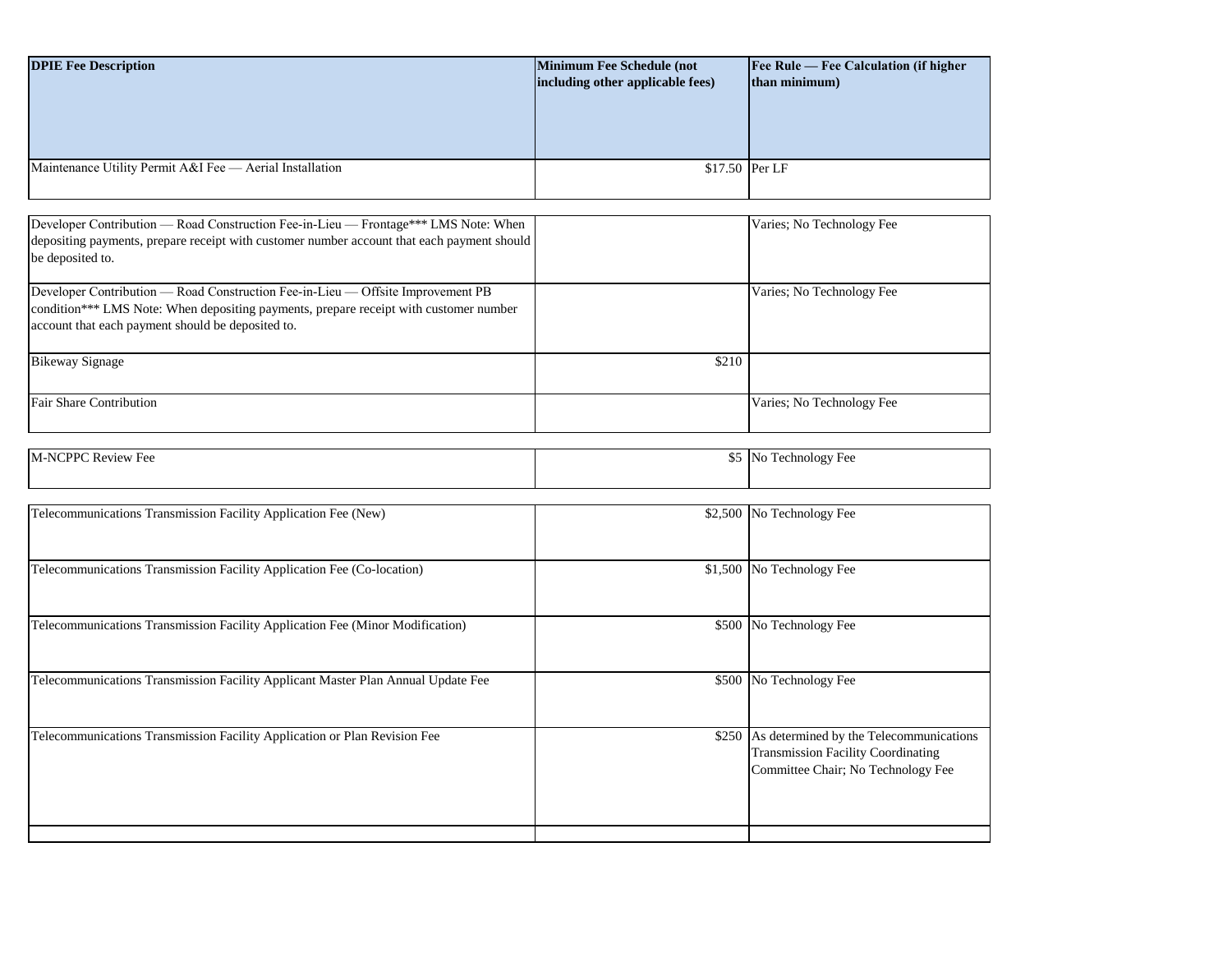| DPIE Fee Description | Minimum Fee Schedule (not including other applicable fees) | Fee Rule — Fee Calculation (if higher than minimum) |
|---|---|---|
| Maintenance Utility Permit A&I Fee — Aerial Installation | $17.50 | Per LF |
| Developer Contribution — Road Construction Fee-in-Lieu — Frontage*** LMS Note: When depositing payments, prepare receipt with customer number account that each payment should be deposited to. | | Varies; No Technology Fee |
| Developer Contribution — Road Construction Fee-in-Lieu — Offsite Improvement PB condition*** LMS Note: When depositing payments, prepare receipt with customer number account that each payment should be deposited to. | | Varies; No Technology Fee |
| Bikeway Signage | $210 | |
| Fair Share Contribution | | Varies; No Technology Fee |
| M-NCPPC Review Fee | $5 | No Technology Fee |
| Telecommunications Transmission Facility Application Fee (New) | $2,500 | No Technology Fee |
| Telecommunications Transmission Facility Application Fee (Co-location) | $1,500 | No Technology Fee |
| Telecommunications Transmission Facility Application Fee (Minor Modification) | $500 | No Technology Fee |
| Telecommunications Transmission Facility Applicant Master Plan Annual Update Fee | $500 | No Technology Fee |
| Telecommunications Transmission Facility Application or Plan Revision Fee | $250 | As determined by the Telecommunications Transmission Facility Coordinating Committee Chair; No Technology Fee |
| | | |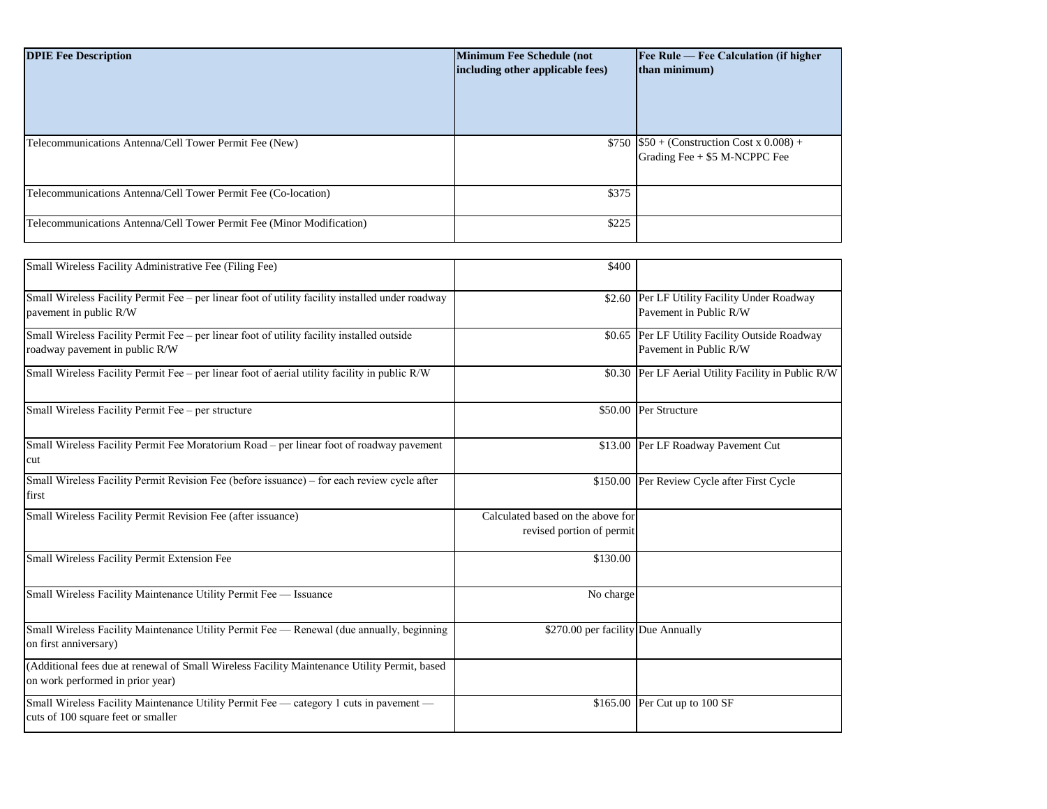| DPIE Fee Description | Minimum Fee Schedule (not including other applicable fees) | Fee Rule — Fee Calculation (if higher than minimum) |
| --- | --- | --- |
| Telecommunications Antenna/Cell Tower Permit Fee (New) | $750 | $50 + (Construction Cost x 0.008) + Grading Fee + $5 M-NCPPC Fee |
| Telecommunications Antenna/Cell Tower Permit Fee (Co-location) | $375 | |
| Telecommunications Antenna/Cell Tower Permit Fee (Minor Modification) | $225 | |
| Small Wireless Facility Administrative Fee (Filing Fee) | $400 | |
| Small Wireless Facility Permit Fee – per linear foot of utility facility installed under roadway pavement in public R/W | $2.60 | Per LF Utility Facility Under Roadway Pavement in Public R/W |
| Small Wireless Facility Permit Fee – per linear foot of utility facility installed outside roadway pavement in public R/W | $0.65 | Per LF Utility Facility Outside Roadway Pavement in Public R/W |
| Small Wireless Facility Permit Fee – per linear foot of aerial utility facility in public R/W | $0.30 | Per LF Aerial Utility Facility in Public R/W |
| Small Wireless Facility Permit Fee – per structure | $50.00 | Per Structure |
| Small Wireless Facility Permit Fee Moratorium Road – per linear foot of roadway pavement cut | $13.00 | Per LF Roadway Pavement Cut |
| Small Wireless Facility Permit Revision Fee (before issuance) – for each review cycle after first | $150.00 | Per Review Cycle after First Cycle |
| Small Wireless Facility Permit Revision Fee (after issuance) | Calculated based on the above for revised portion of permit | |
| Small Wireless Facility Permit Extension Fee | $130.00 | |
| Small Wireless Facility Maintenance Utility Permit Fee — Issuance | No charge | |
| Small Wireless Facility Maintenance Utility Permit Fee — Renewal (due annually, beginning on first anniversary) | $270.00 per facility | Due Annually |
| (Additional fees due at renewal of Small Wireless Facility Maintenance Utility Permit, based on work performed in prior year) | | |
| Small Wireless Facility Maintenance Utility Permit Fee — category 1 cuts in pavement — cuts of 100 square feet or smaller | $165.00 | Per Cut up to 100 SF |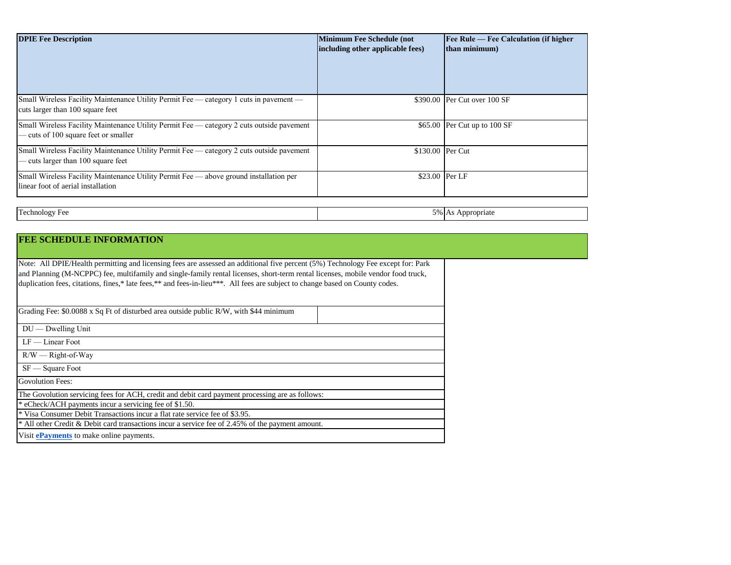| DPIE Fee Description | Minimum Fee Schedule (not including other applicable fees) | Fee Rule — Fee Calculation (if higher than minimum) |
|---|---|---|
| Small Wireless Facility Maintenance Utility Permit Fee — category 1 cuts in pavement — cuts larger than 100 square feet | $390.00 | Per Cut over 100 SF |
| Small Wireless Facility Maintenance Utility Permit Fee — category 2 cuts outside pavement — cuts of 100 square feet or smaller | $65.00 | Per Cut up to 100 SF |
| Small Wireless Facility Maintenance Utility Permit Fee — category 2 cuts outside pavement — cuts larger than 100 square feet | $130.00 | Per Cut |
| Small Wireless Facility Maintenance Utility Permit Fee — above ground installation per linear foot of aerial installation | $23.00 | Per LF |

| | | |
|---|---|---|
| Technology Fee | 5% | As Appropriate |

## FEE SCHEDULE INFORMATION

Note: All DPIE/Health permitting and licensing fees are assessed an additional five percent (5%) Technology Fee except for: Park and Planning (M-NCPPC) fee, multifamily and single-family rental licenses, short-term rental licenses, mobile vendor food truck, duplication fees, citations, fines,* late fees,** and fees-in-lieu***. All fees are subject to change based on County codes.

Grading Fee: $0.0088 x Sq Ft of disturbed area outside public R/W, with $44 minimum

DU — Dwelling Unit

LF — Linear Foot

R/W — Right-of-Way

SF — Square Foot

Govolution Fees:

The Govolution servicing fees for ACH, credit and debit card payment processing are as follows:

* eCheck/ACH payments incur a servicing fee of $1.50.
* Visa Consumer Debit Transactions incur a flat rate service fee of $3.95.
* All other Credit & Debit card transactions incur a service fee of 2.45% of the payment amount.

Visit **ePayments** to make online payments.